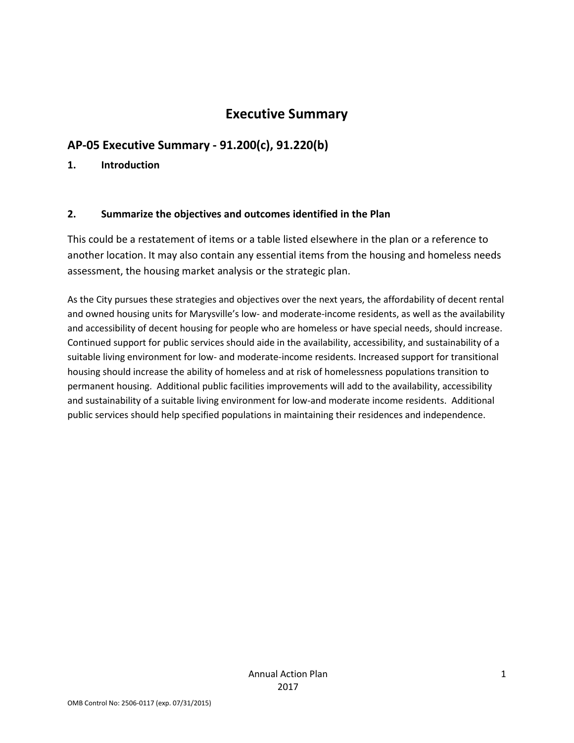# Executive Summary

## AP-05 Executive Summary - 91.200(c), 91.220(b)

### 1. Introduction

### 2. Summarize the objectives and outcomes identified in the Plan

This could be a restatement of items or a table listed elsewhere in the plan or a reference to another location. It may also contain any essential items from the housing and homeless needs assessment, the housing market analysis or the strategic plan.

As the City pursues these strategies and objectives over the next years, the affordability of decent rental and owned housing units for Marysville's low- and moderate-income residents, as well as the availability and accessibility of decent housing for people who are homeless or have special needs, should increase. Continued support for public services should aide in the availability, accessibility, and sustainability of a suitable living environment for low- and moderate-income residents. Increased support for transitional housing should increase the ability of homeless and at risk of homelessness populations transition to permanent housing. Additional public facilities improvements will add to the availability, accessibility and sustainability of a suitable living environment for low-and moderate income residents. Additional public services should help specified populations in maintaining their residences and independence.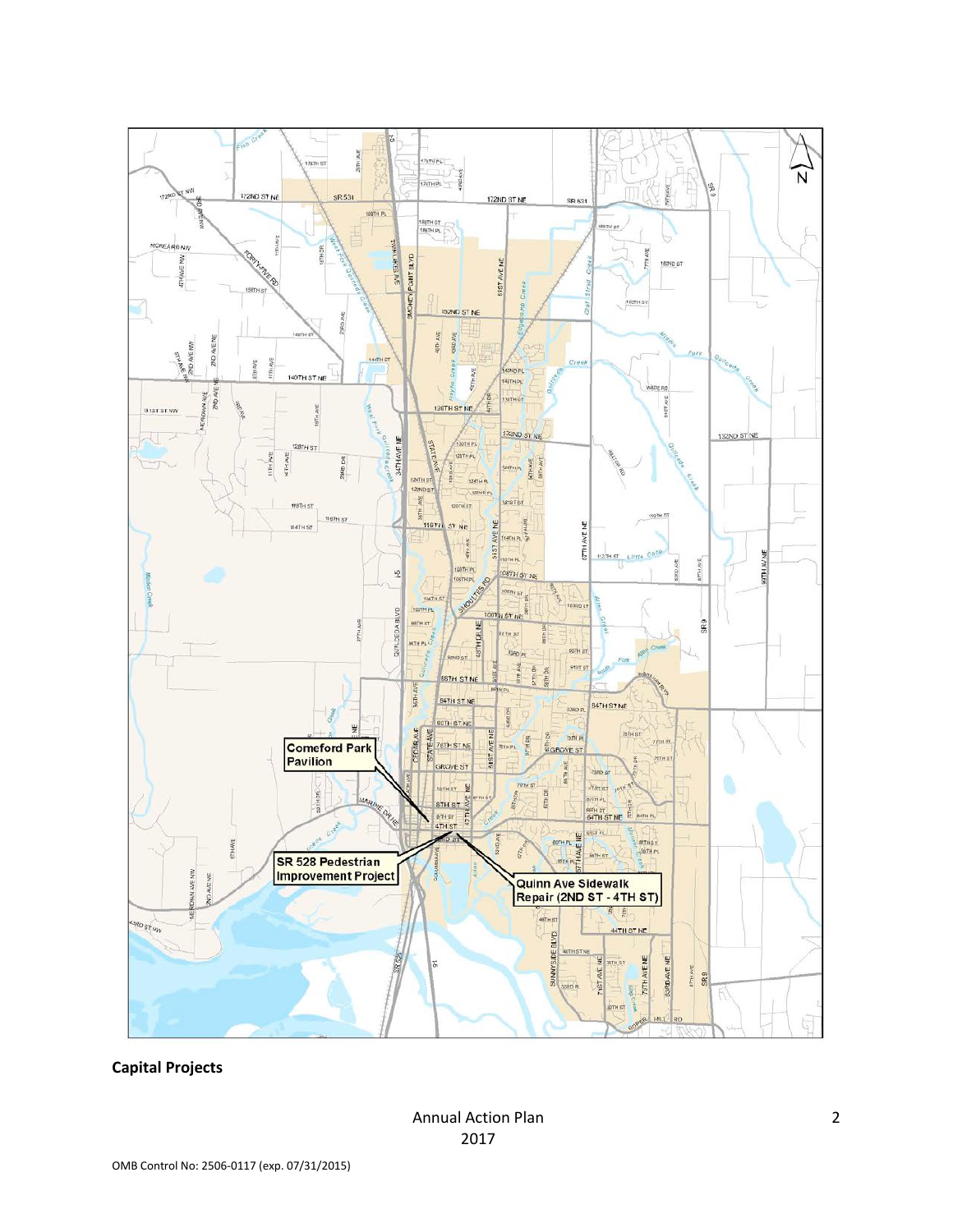**Capital Projects**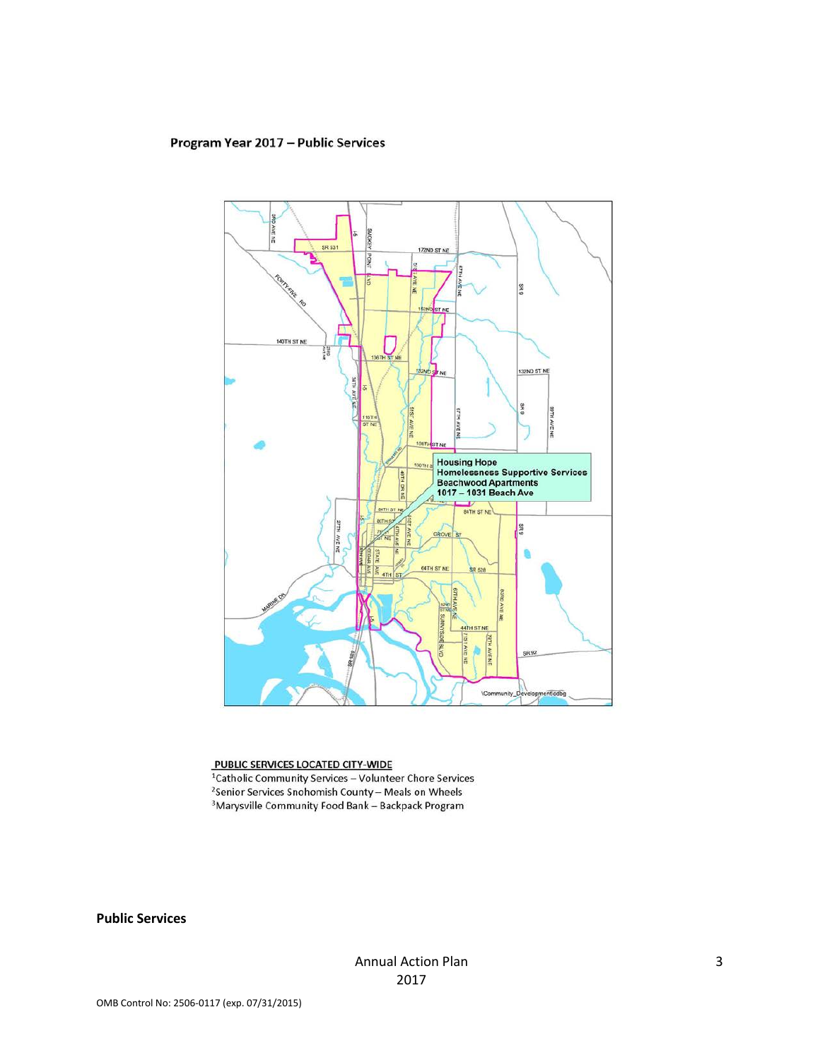**Program Year 2017 – Public Services**

Housing Hope
Homelessness Supportive Services
Beachwood Apartments
1017 – 1031 Beach Ave

PUBLIC SERVICES LOCATED CITY-WIDE

[1]Catholic Community Services – Volunteer Chore Services
[2]Senior Services Snohomish County – Meals on Wheels
[3]Marysville Community Food Bank – Backpack Program

**Public Services**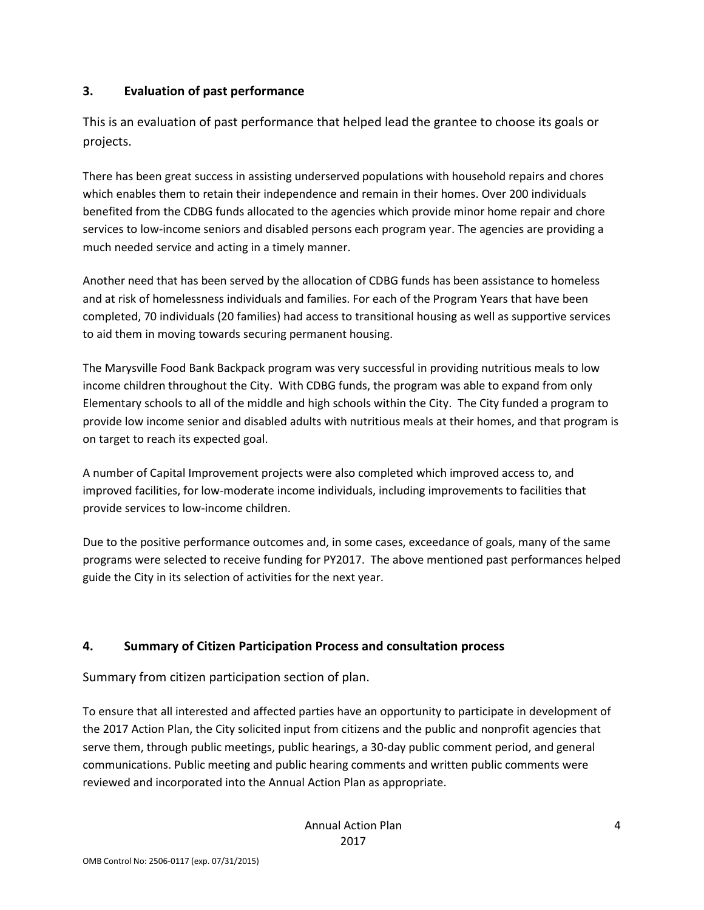## 3. Evaluation of past performance

This is an evaluation of past performance that helped lead the grantee to choose its goals or projects.

There has been great success in assisting underserved populations with household repairs and chores which enables them to retain their independence and remain in their homes. Over 200 individuals benefited from the CDBG funds allocated to the agencies which provide minor home repair and chore services to low-income seniors and disabled persons each program year. The agencies are providing a much needed service and acting in a timely manner.

Another need that has been served by the allocation of CDBG funds has been assistance to homeless and at risk of homelessness individuals and families. For each of the Program Years that have been completed, 70 individuals (20 families) had access to transitional housing as well as supportive services to aid them in moving towards securing permanent housing.

The Marysville Food Bank Backpack program was very successful in providing nutritious meals to low income children throughout the City. With CDBG funds, the program was able to expand from only Elementary schools to all of the middle and high schools within the City. The City funded a program to provide low income senior and disabled adults with nutritious meals at their homes, and that program is on target to reach its expected goal.

A number of Capital Improvement projects were also completed which improved access to, and improved facilities, for low-moderate income individuals, including improvements to facilities that provide services to low-income children.

Due to the positive performance outcomes and, in some cases, exceedance of goals, many of the same programs were selected to receive funding for PY2017. The above mentioned past performances helped guide the City in its selection of activities for the next year.

## 4. Summary of Citizen Participation Process and consultation process

Summary from citizen participation section of plan.

To ensure that all interested and affected parties have an opportunity to participate in development of the 2017 Action Plan, the City solicited input from citizens and the public and nonprofit agencies that serve them, through public meetings, public hearings, a 30-day public comment period, and general communications. Public meeting and public hearing comments and written public comments were reviewed and incorporated into the Annual Action Plan as appropriate.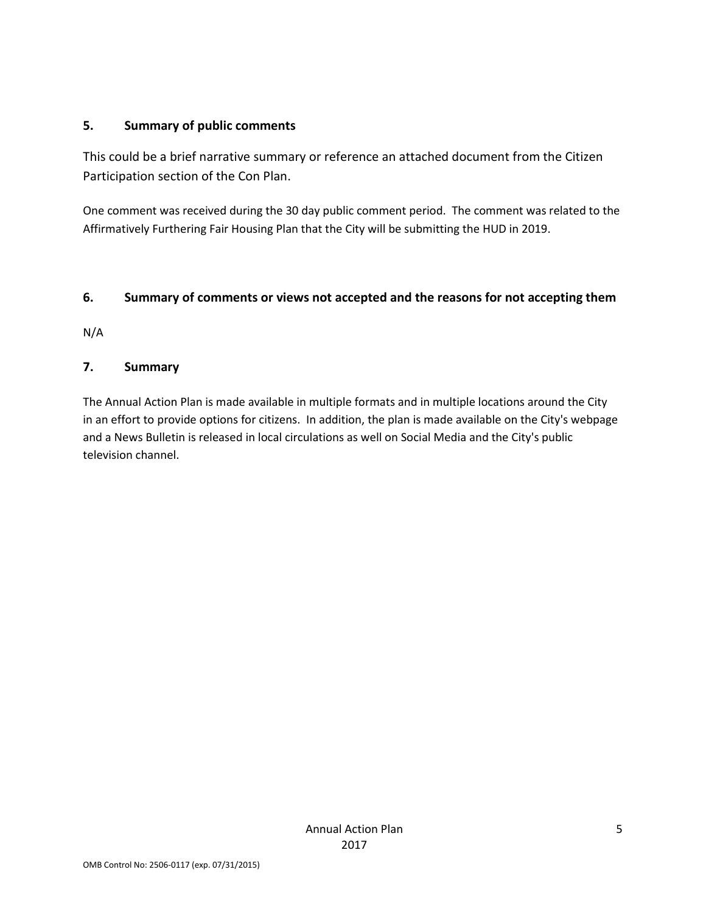## 5. Summary of public comments

This could be a brief narrative summary or reference an attached document from the Citizen Participation section of the Con Plan.

One comment was received during the 30 day public comment period. The comment was related to the Affirmatively Furthering Fair Housing Plan that the City will be submitting the HUD in 2019.

## 6. Summary of comments or views not accepted and the reasons for not accepting them

N/A

## 7. Summary

The Annual Action Plan is made available in multiple formats and in multiple locations around the City in an effort to provide options for citizens. In addition, the plan is made available on the City's webpage and a News Bulletin is released in local circulations as well on Social Media and the City's public television channel.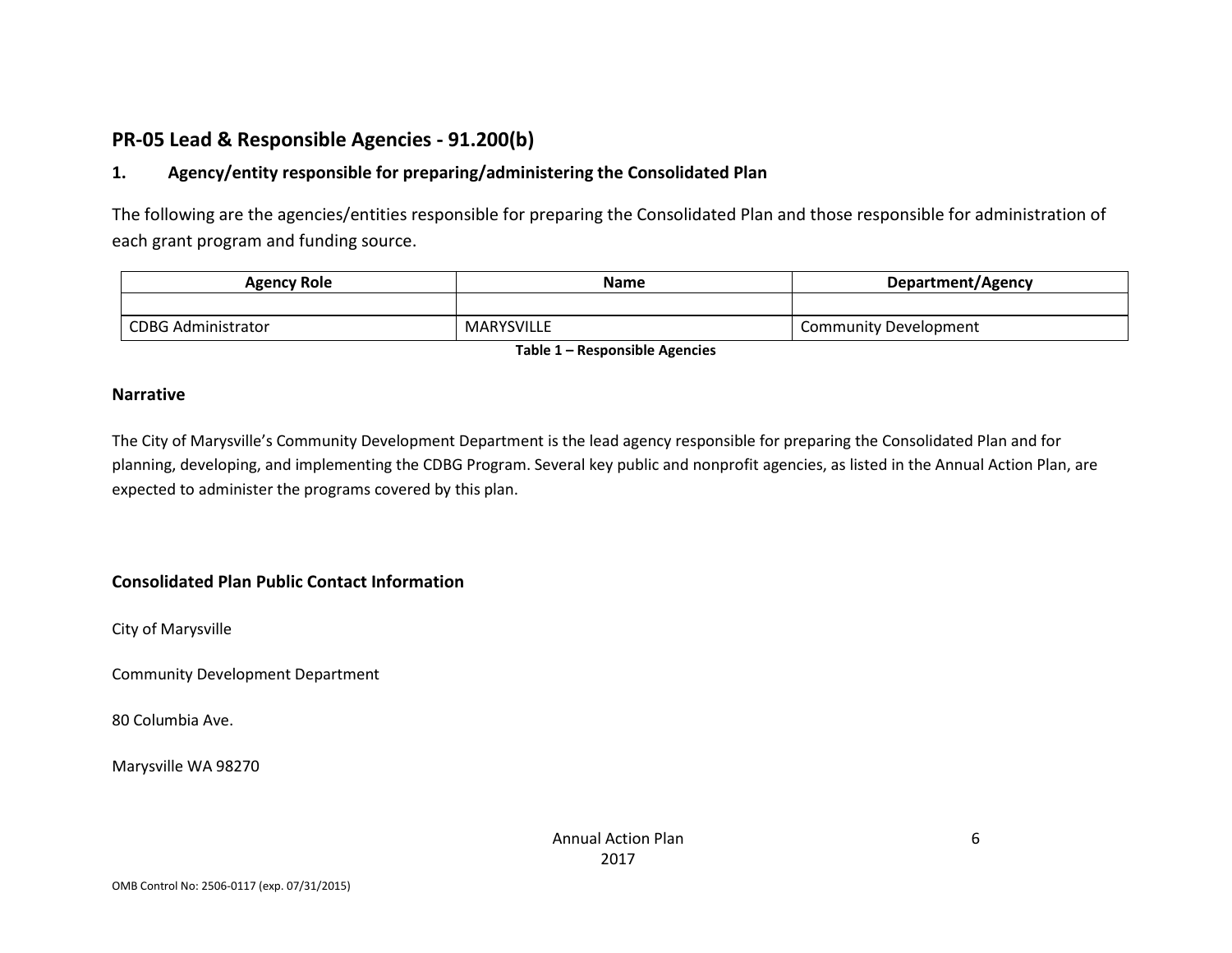## PR-05 Lead & Responsible Agencies - 91.200(b)

### 1. Agency/entity responsible for preparing/administering the Consolidated Plan

The following are the agencies/entities responsible for preparing the Consolidated Plan and those responsible for administration of each grant program and funding source.

| Agency Role | Name | Department/Agency |
|---|---|---|
| | | |
| CDBG Administrator | MARYSVILLE | Community Development |

**Table 1 – Responsible Agencies**

### Narrative

The City of Marysville's Community Development Department is the lead agency responsible for preparing the Consolidated Plan and for planning, developing, and implementing the CDBG Program. Several key public and nonprofit agencies, as listed in the Annual Action Plan, are expected to administer the programs covered by this plan.

### Consolidated Plan Public Contact Information

City of Marysville

Community Development Department

80 Columbia Ave.

Marysville WA 98270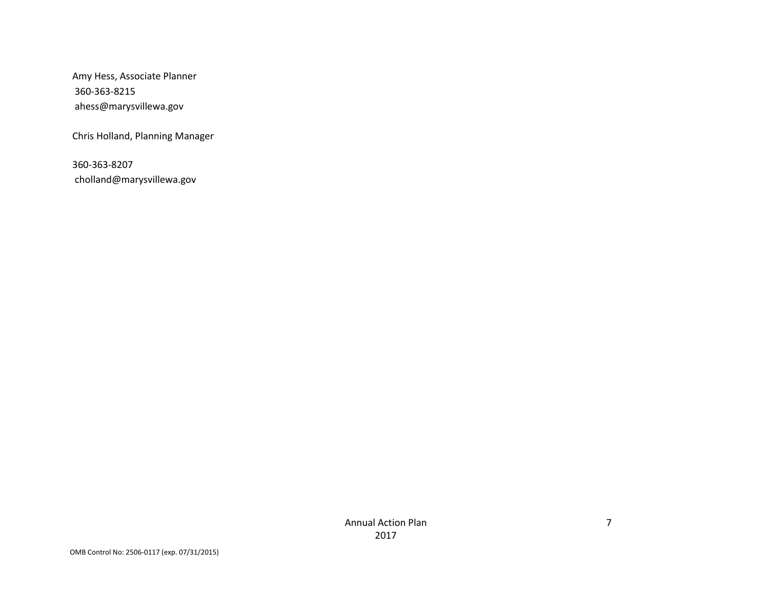Amy Hess, Associate Planner
360-363-8215
ahess@marysvillewa.gov

Chris Holland, Planning Manager

360-363-8207
cholland@marysvillewa.gov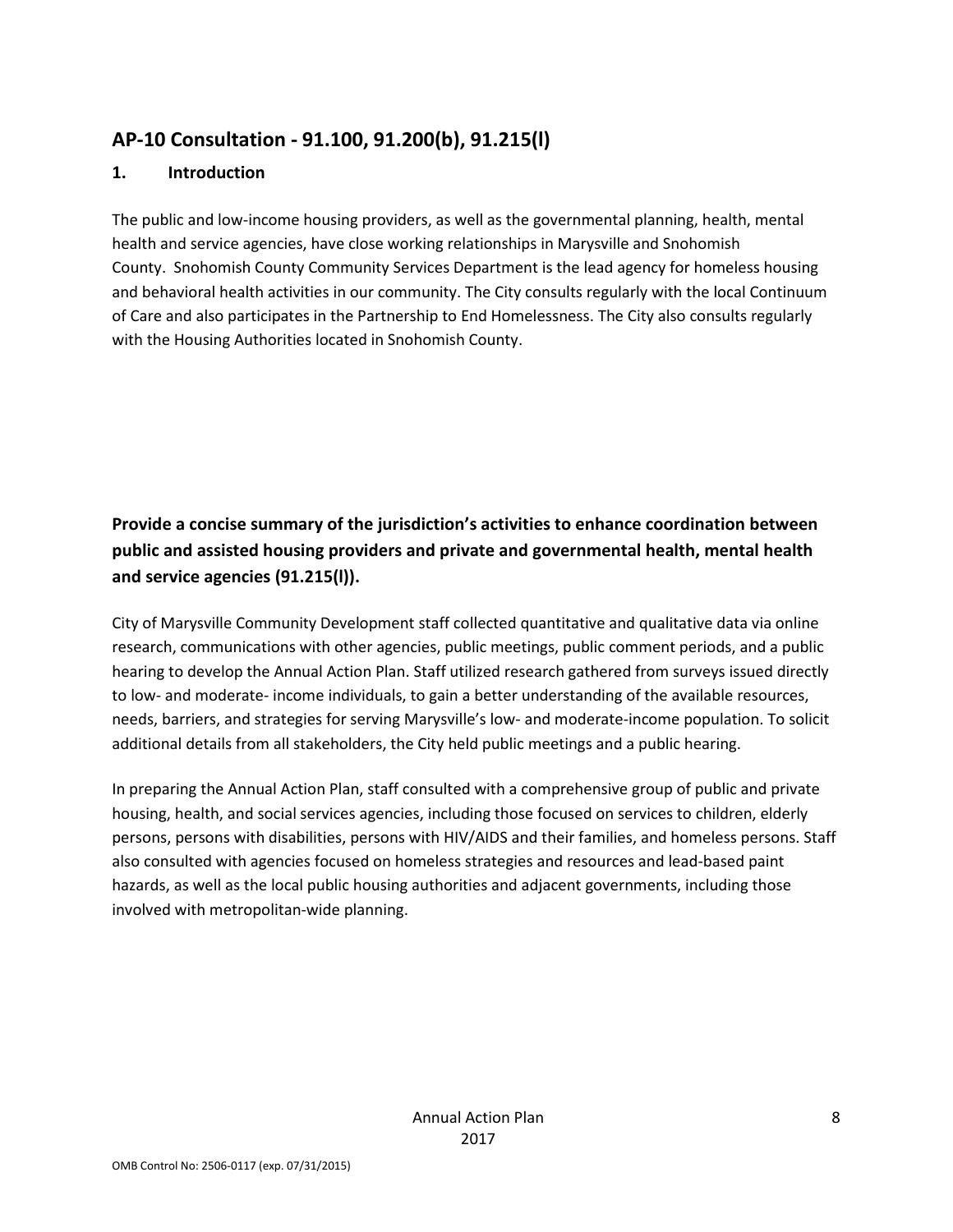## AP-10 Consultation - 91.100, 91.200(b), 91.215(l)

### 1. Introduction

The public and low-income housing providers, as well as the governmental planning, health, mental health and service agencies, have close working relationships in Marysville and Snohomish County. Snohomish County Community Services Department is the lead agency for homeless housing and behavioral health activities in our community. The City consults regularly with the local Continuum of Care and also participates in the Partnership to End Homelessness. The City also consults regularly with the Housing Authorities located in Snohomish County.

### Provide a concise summary of the jurisdiction's activities to enhance coordination between public and assisted housing providers and private and governmental health, mental health and service agencies (91.215(l)).

City of Marysville Community Development staff collected quantitative and qualitative data via online research, communications with other agencies, public meetings, public comment periods, and a public hearing to develop the Annual Action Plan. Staff utilized research gathered from surveys issued directly to low- and moderate- income individuals, to gain a better understanding of the available resources, needs, barriers, and strategies for serving Marysville's low- and moderate-income population. To solicit additional details from all stakeholders, the City held public meetings and a public hearing.

In preparing the Annual Action Plan, staff consulted with a comprehensive group of public and private housing, health, and social services agencies, including those focused on services to children, elderly persons, persons with disabilities, persons with HIV/AIDS and their families, and homeless persons. Staff also consulted with agencies focused on homeless strategies and resources and lead-based paint hazards, as well as the local public housing authorities and adjacent governments, including those involved with metropolitan-wide planning.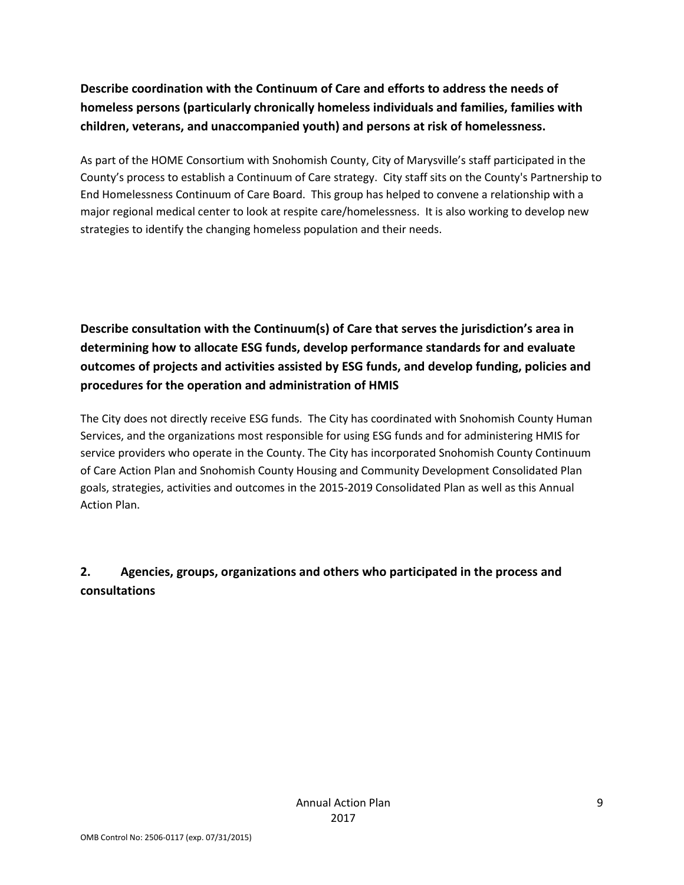**Describe coordination with the Continuum of Care and efforts to address the needs of homeless persons (particularly chronically homeless individuals and families, families with children, veterans, and unaccompanied youth) and persons at risk of homelessness.**

As part of the HOME Consortium with Snohomish County, City of Marysville's staff participated in the County's process to establish a Continuum of Care strategy. City staff sits on the County's Partnership to End Homelessness Continuum of Care Board. This group has helped to convene a relationship with a major regional medical center to look at respite care/homelessness. It is also working to develop new strategies to identify the changing homeless population and their needs.

**Describe consultation with the Continuum(s) of Care that serves the jurisdiction's area in determining how to allocate ESG funds, develop performance standards for and evaluate outcomes of projects and activities assisted by ESG funds, and develop funding, policies and procedures for the operation and administration of HMIS**

The City does not directly receive ESG funds. The City has coordinated with Snohomish County Human Services, and the organizations most responsible for using ESG funds and for administering HMIS for service providers who operate in the County. The City has incorporated Snohomish County Continuum of Care Action Plan and Snohomish County Housing and Community Development Consolidated Plan goals, strategies, activities and outcomes in the 2015-2019 Consolidated Plan as well as this Annual Action Plan.

## 2. Agencies, groups, organizations and others who participated in the process and consultations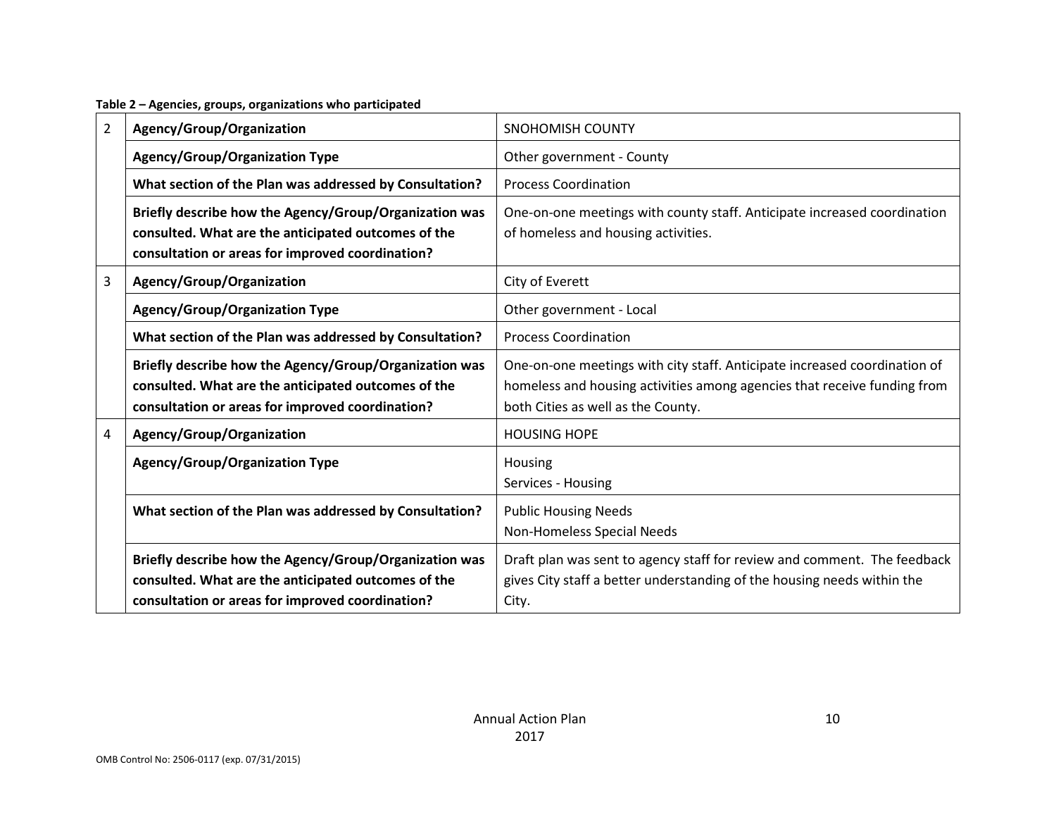**Table 2 – Agencies, groups, organizations who participated**

| | | |
|---|---|---|
| 2 | **Agency/Group/Organization** | SNOHOMISH COUNTY |
| | **Agency/Group/Organization Type** | Other government - County |
| | **What section of the Plan was addressed by Consultation?** | Process Coordination |
| | **Briefly describe how the Agency/Group/Organization was consulted. What are the anticipated outcomes of the consultation or areas for improved coordination?** | One-on-one meetings with county staff. Anticipate increased coordination of homeless and housing activities. |
| 3 | **Agency/Group/Organization** | City of Everett |
| | **Agency/Group/Organization Type** | Other government - Local |
| | **What section of the Plan was addressed by Consultation?** | Process Coordination |
| | **Briefly describe how the Agency/Group/Organization was consulted. What are the anticipated outcomes of the consultation or areas for improved coordination?** | One-on-one meetings with city staff. Anticipate increased coordination of homeless and housing activities among agencies that receive funding from both Cities as well as the County. |
| 4 | **Agency/Group/Organization** | HOUSING HOPE |
| | **Agency/Group/Organization Type** | Housing<br>Services - Housing |
| | **What section of the Plan was addressed by Consultation?** | Public Housing Needs<br>Non-Homeless Special Needs |
| | **Briefly describe how the Agency/Group/Organization was consulted. What are the anticipated outcomes of the consultation or areas for improved coordination?** | Draft plan was sent to agency staff for review and comment. The feedback gives City staff a better understanding of the housing needs within the City. |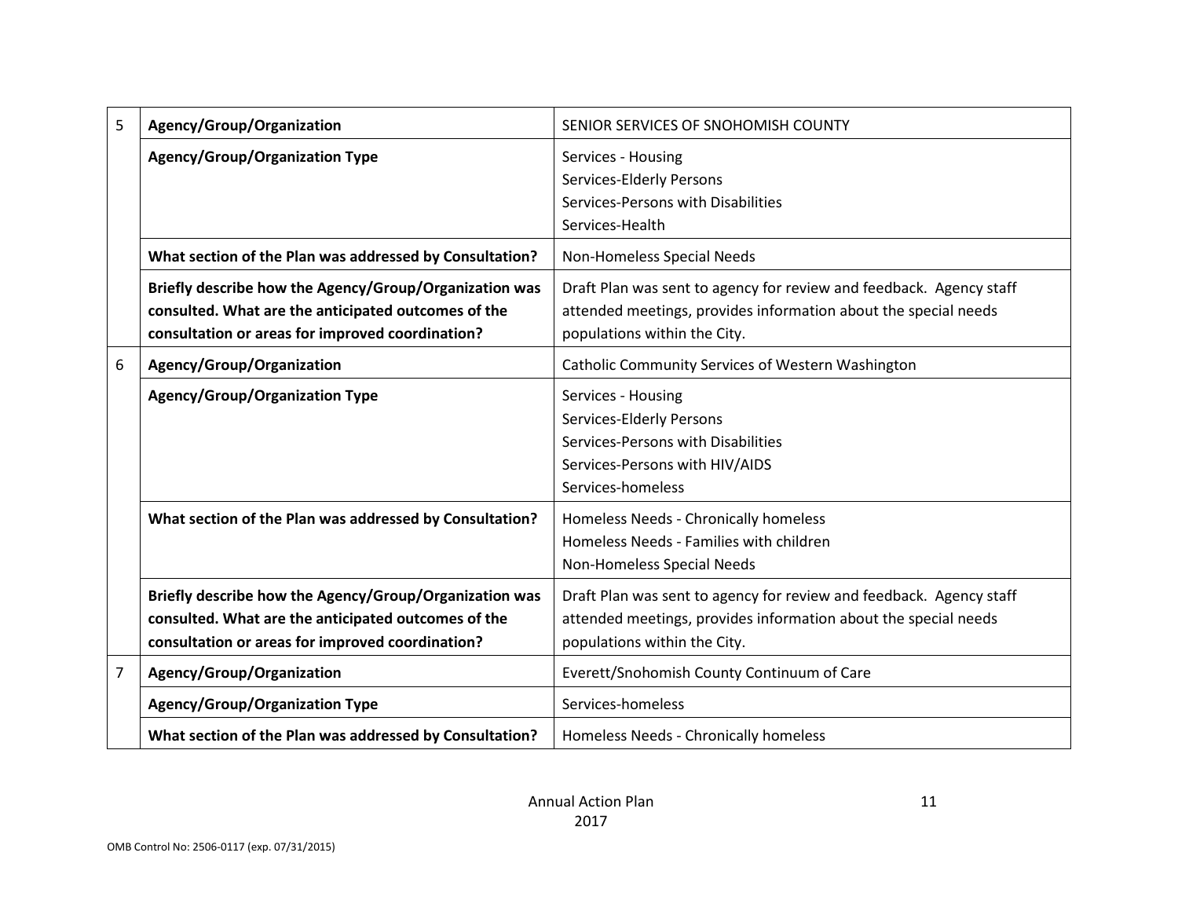| 5 | Agency/Group/Organization | SENIOR SERVICES OF SNOHOMISH COUNTY |
|---|---|---|
| | **Agency/Group/Organization Type** | Services - Housing<br>Services-Elderly Persons<br>Services-Persons with Disabilities<br>Services-Health |
| | **What section of the Plan was addressed by Consultation?** | Non-Homeless Special Needs |
| | **Briefly describe how the Agency/Group/Organization was consulted. What are the anticipated outcomes of the consultation or areas for improved coordination?** | Draft Plan was sent to agency for review and feedback. Agency staff attended meetings, provides information about the special needs populations within the City. |
| 6 | **Agency/Group/Organization** | Catholic Community Services of Western Washington |
| | **Agency/Group/Organization Type** | Services - Housing<br>Services-Elderly Persons<br>Services-Persons with Disabilities<br>Services-Persons with HIV/AIDS<br>Services-homeless |
| | **What section of the Plan was addressed by Consultation?** | Homeless Needs - Chronically homeless<br>Homeless Needs - Families with children<br>Non-Homeless Special Needs |
| | **Briefly describe how the Agency/Group/Organization was consulted. What are the anticipated outcomes of the consultation or areas for improved coordination?** | Draft Plan was sent to agency for review and feedback. Agency staff attended meetings, provides information about the special needs populations within the City. |
| 7 | **Agency/Group/Organization** | Everett/Snohomish County Continuum of Care |
| | **Agency/Group/Organization Type** | Services-homeless |
| | **What section of the Plan was addressed by Consultation?** | Homeless Needs - Chronically homeless |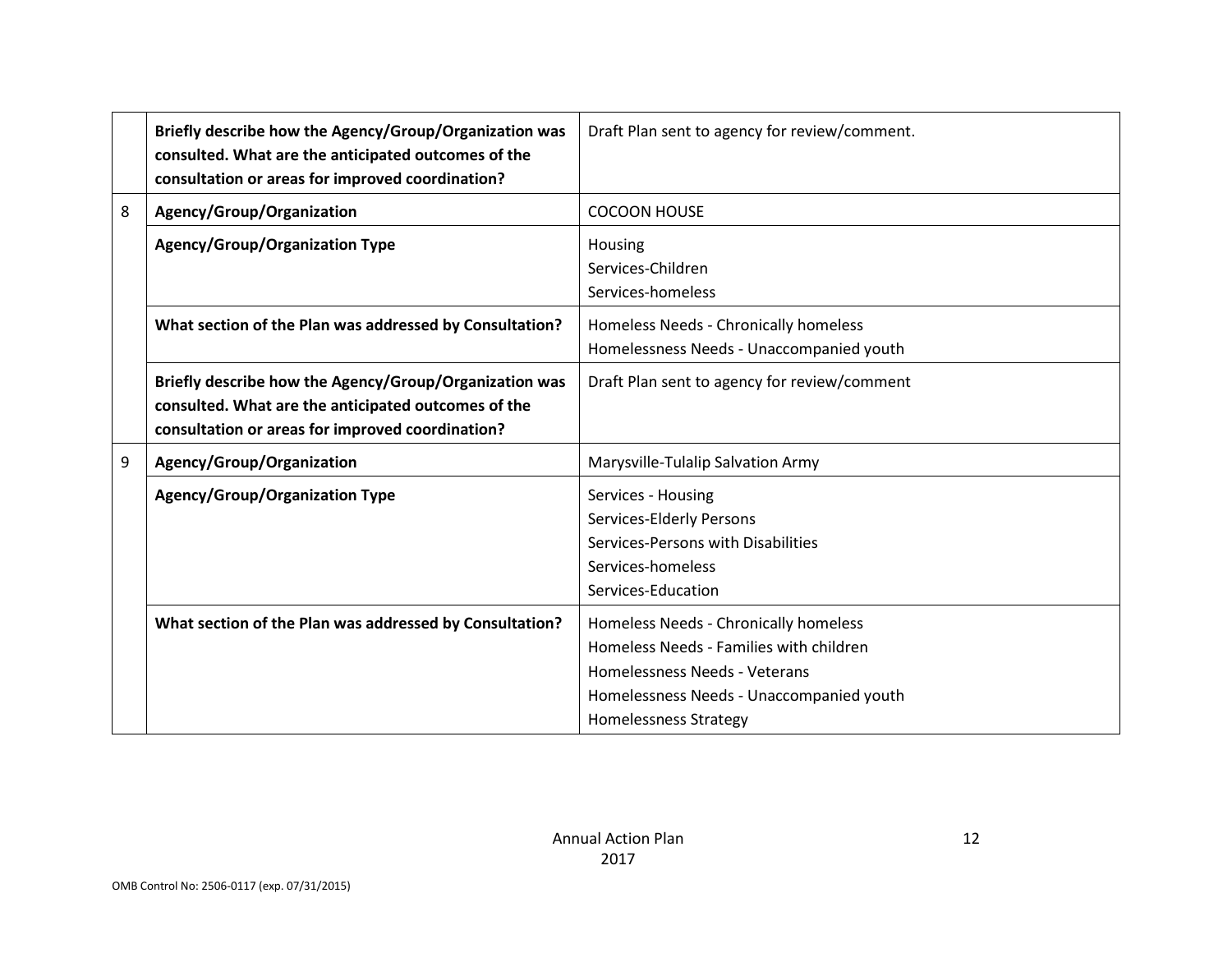| | | |
|---|---|---|
| | **Briefly describe how the Agency/Group/Organization was consulted. What are the anticipated outcomes of the consultation or areas for improved coordination?** | Draft Plan sent to agency for review/comment. |
| 8 | **Agency/Group/Organization** | COCOON HOUSE |
| | **Agency/Group/Organization Type** | Housing<br>Services-Children<br>Services-homeless |
| | **What section of the Plan was addressed by Consultation?** | Homeless Needs - Chronically homeless<br>Homelessness Needs - Unaccompanied youth |
| | **Briefly describe how the Agency/Group/Organization was consulted. What are the anticipated outcomes of the consultation or areas for improved coordination?** | Draft Plan sent to agency for review/comment |
| 9 | **Agency/Group/Organization** | Marysville-Tulalip Salvation Army |
| | **Agency/Group/Organization Type** | Services - Housing<br>Services-Elderly Persons<br>Services-Persons with Disabilities<br>Services-homeless<br>Services-Education |
| | **What section of the Plan was addressed by Consultation?** | Homeless Needs - Chronically homeless<br>Homeless Needs - Families with children<br>Homelessness Needs - Veterans<br>Homelessness Needs - Unaccompanied youth<br>Homelessness Strategy |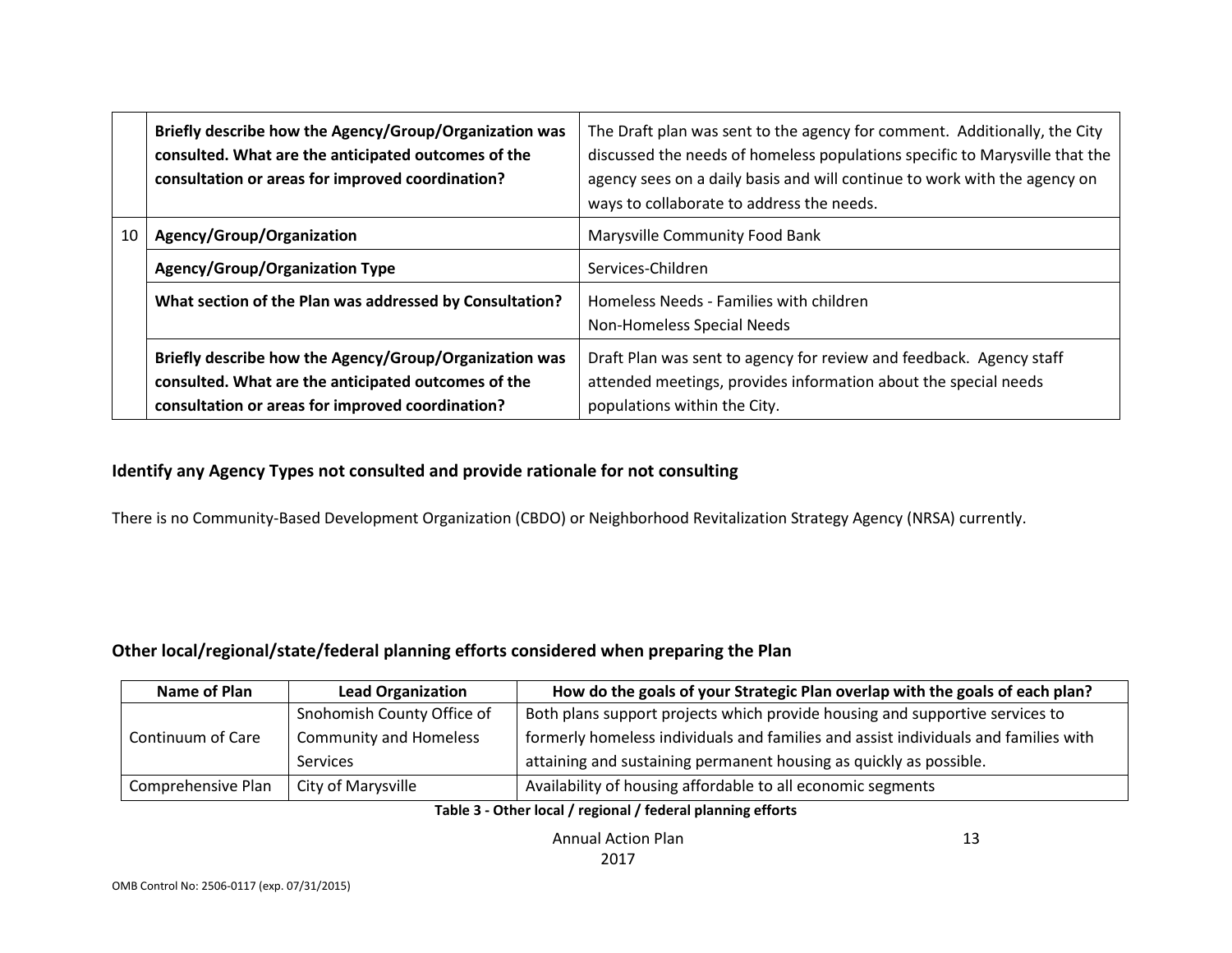| | | |
|---|---|---|
| | **Briefly describe how the Agency/Group/Organization was consulted. What are the anticipated outcomes of the consultation or areas for improved coordination?** | The Draft plan was sent to the agency for comment. Additionally, the City discussed the needs of homeless populations specific to Marysville that the agency sees on a daily basis and will continue to work with the agency on ways to collaborate to address the needs. |
| 10 | **Agency/Group/Organization** | Marysville Community Food Bank |
| | **Agency/Group/Organization Type** | Services-Children |
| | **What section of the Plan was addressed by Consultation?** | Homeless Needs - Families with children<br>Non-Homeless Special Needs |
| | **Briefly describe how the Agency/Group/Organization was consulted. What are the anticipated outcomes of the consultation or areas for improved coordination?** | Draft Plan was sent to agency for review and feedback. Agency staff attended meetings, provides information about the special needs populations within the City. |

### Identify any Agency Types not consulted and provide rationale for not consulting

There is no Community-Based Development Organization (CBDO) or Neighborhood Revitalization Strategy Agency (NRSA) currently.

### Other local/regional/state/federal planning efforts considered when preparing the Plan

| Name of Plan | Lead Organization | How do the goals of your Strategic Plan overlap with the goals of each plan? |
|---|---|---|
| Continuum of Care | Snohomish County Office of Community and Homeless Services | Both plans support projects which provide housing and supportive services to formerly homeless individuals and families and assist individuals and families with attaining and sustaining permanent housing as quickly as possible. |
| Comprehensive Plan | City of Marysville | Availability of housing affordable to all economic segments |

**Table 3 - Other local / regional / federal planning efforts**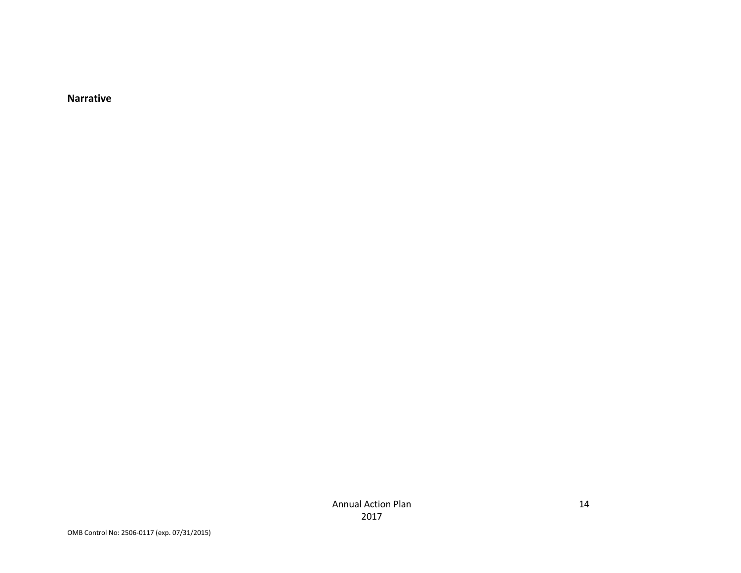**Narrative**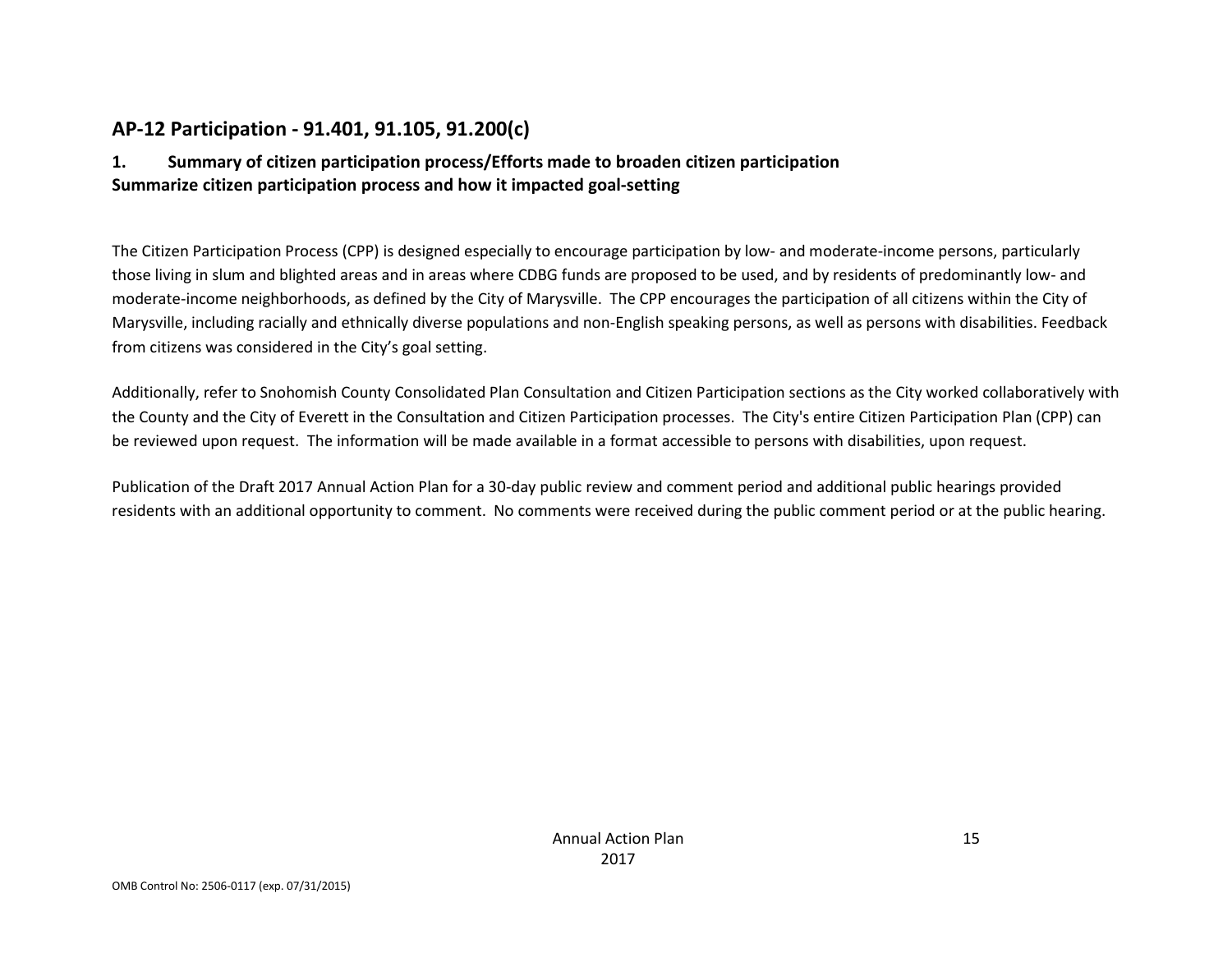## AP-12 Participation - 91.401, 91.105, 91.200(c)

### 1. Summary of citizen participation process/Efforts made to broaden citizen participation
### Summarize citizen participation process and how it impacted goal-setting

The Citizen Participation Process (CPP) is designed especially to encourage participation by low- and moderate-income persons, particularly those living in slum and blighted areas and in areas where CDBG funds are proposed to be used, and by residents of predominantly low- and moderate-income neighborhoods, as defined by the City of Marysville. The CPP encourages the participation of all citizens within the City of Marysville, including racially and ethnically diverse populations and non-English speaking persons, as well as persons with disabilities. Feedback from citizens was considered in the City's goal setting.

Additionally, refer to Snohomish County Consolidated Plan Consultation and Citizen Participation sections as the City worked collaboratively with the County and the City of Everett in the Consultation and Citizen Participation processes. The City's entire Citizen Participation Plan (CPP) can be reviewed upon request. The information will be made available in a format accessible to persons with disabilities, upon request.

Publication of the Draft 2017 Annual Action Plan for a 30-day public review and comment period and additional public hearings provided residents with an additional opportunity to comment. No comments were received during the public comment period or at the public hearing.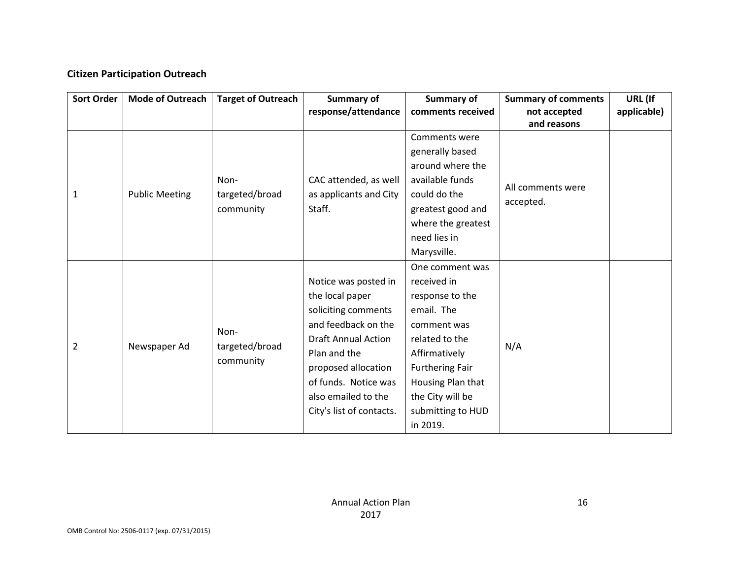**Citizen Participation Outreach**

| Sort Order | Mode of Outreach | Target of Outreach | Summary of response/attendance | Summary of comments received | Summary of comments not accepted and reasons | URL (If applicable) |
|---|---|---|---|---|---|---|
| 1 | Public Meeting | Non-targeted/broad community | CAC attended, as well as applicants and City Staff. | Comments were generally based around where the available funds could do the greatest good and where the greatest need lies in Marysville. | All comments were accepted. | |
| 2 | Newspaper Ad | Non-targeted/broad community | Notice was posted in the local paper soliciting comments and feedback on the Draft Annual Action Plan and the proposed allocation of funds. Notice was also emailed to the City's list of contacts. | One comment was received in response to the email. The comment was related to the Affirmatively Furthering Fair Housing Plan that the City will be submitting to HUD in 2019. | N/A | |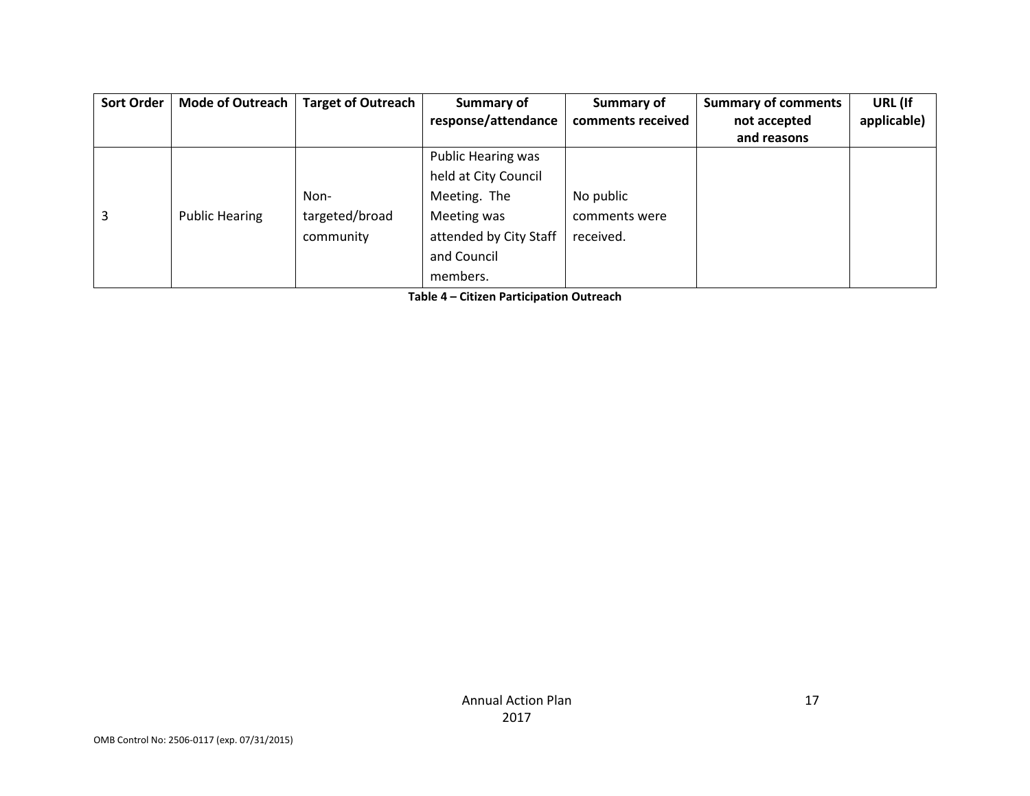| Sort Order | Mode of Outreach | Target of Outreach | Summary of response/attendance | Summary of comments received | Summary of comments not accepted and reasons | URL (If applicable) |
|---|---|---|---|---|---|---|
| 3 | Public Hearing | Non-targeted/broad community | Public Hearing was held at City Council Meeting. The Meeting was attended by City Staff and Council members. | No public comments were received. | | |

**Table 4 – Citizen Participation Outreach**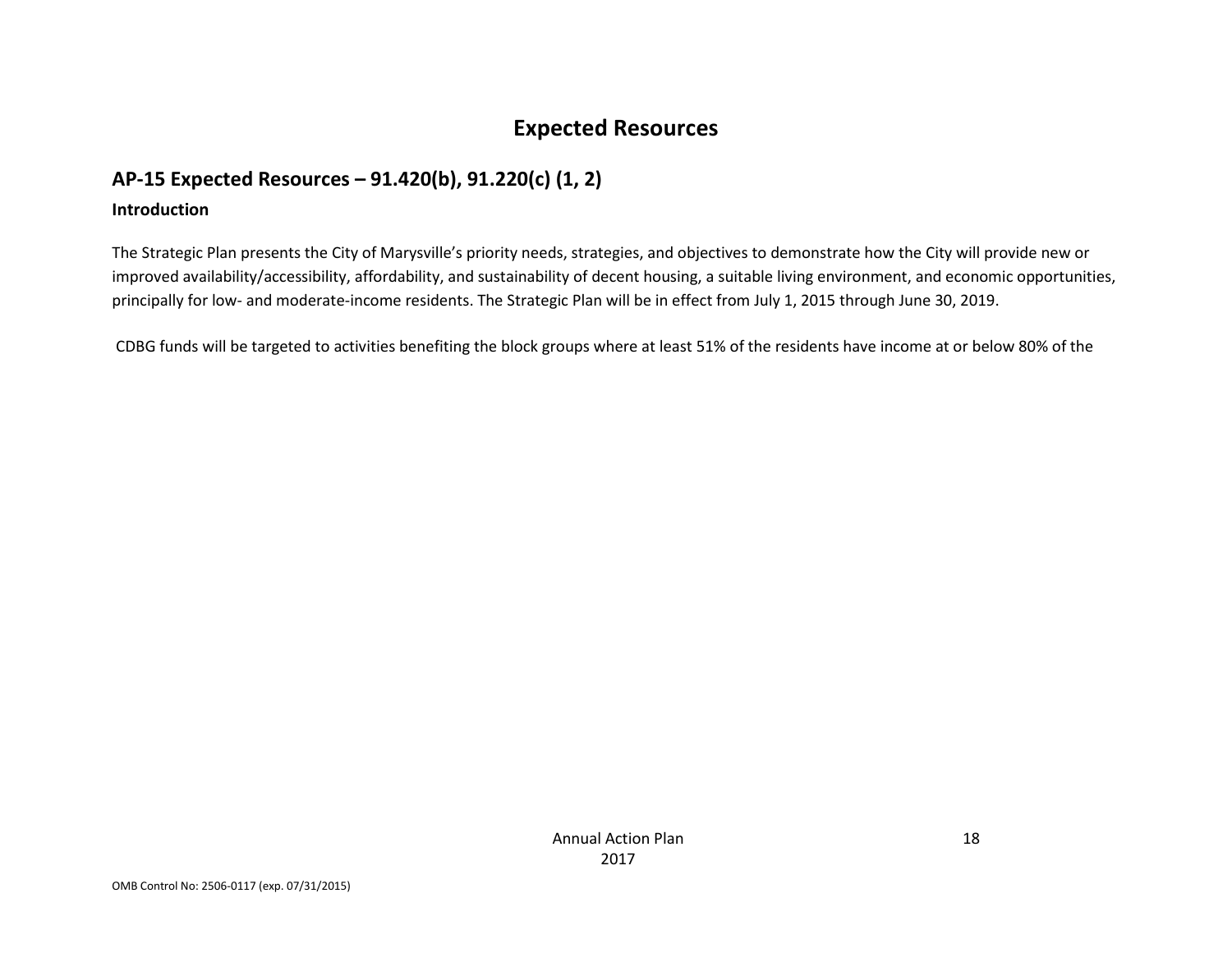# Expected Resources

## AP-15 Expected Resources – 91.420(b), 91.220(c) (1, 2)

### Introduction

The Strategic Plan presents the City of Marysville's priority needs, strategies, and objectives to demonstrate how the City will provide new or improved availability/accessibility, affordability, and sustainability of decent housing, a suitable living environment, and economic opportunities, principally for low- and moderate-income residents. The Strategic Plan will be in effect from July 1, 2015 through June 30, 2019.

CDBG funds will be targeted to activities benefiting the block groups where at least 51% of the residents have income at or below 80% of the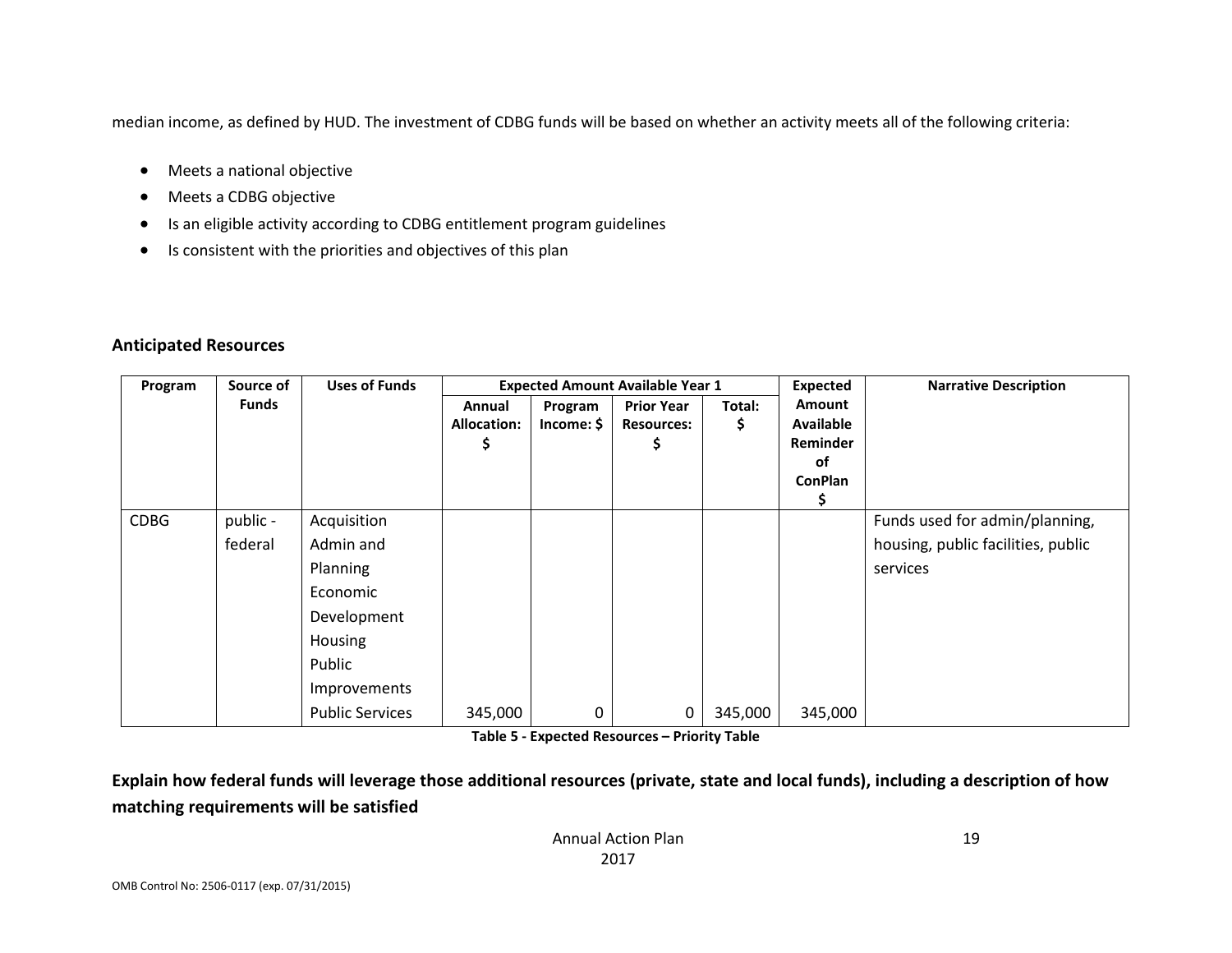median income, as defined by HUD. The investment of CDBG funds will be based on whether an activity meets all of the following criteria:

- Meets a national objective
- Meets a CDBG objective
- Is an eligible activity according to CDBG entitlement program guidelines
- Is consistent with the priorities and objectives of this plan

## Anticipated Resources

| Program | Source of Funds | Uses of Funds | Expected Amount Available Year 1 | | | | Expected Amount Available Reminder of ConPlan $ | Narrative Description |
|---|---|---|---|---|---|---|---|---|
| | | | Annual Allocation: $ | Program Income: $ | Prior Year Resources: $ | Total: $ | | |
| CDBG | public - federal | Acquisition Admin and Planning Economic Development Housing Public Improvements Public Services | 345,000 | 0 | 0 | 345,000 | 345,000 | Funds used for admin/planning, housing, public facilities, public services |

**Table 5 - Expected Resources – Priority Table**

**Explain how federal funds will leverage those additional resources (private, state and local funds), including a description of how matching requirements will be satisfied**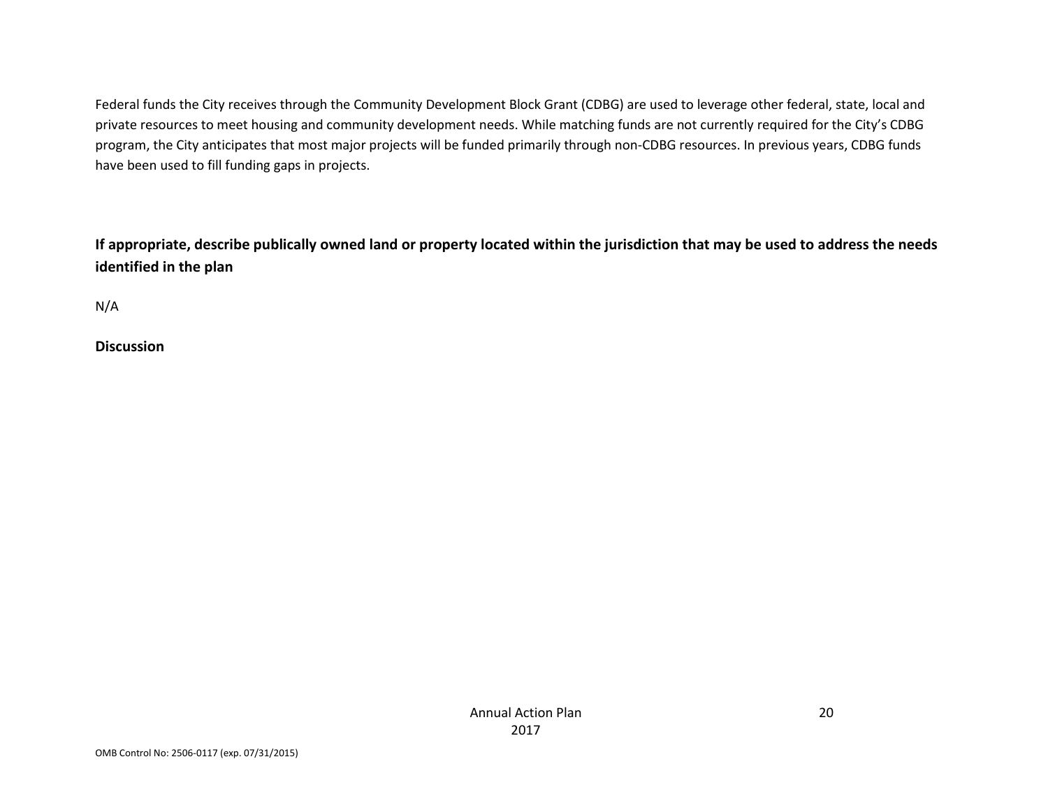Federal funds the City receives through the Community Development Block Grant (CDBG) are used to leverage other federal, state, local and private resources to meet housing and community development needs. While matching funds are not currently required for the City's CDBG program, the City anticipates that most major projects will be funded primarily through non-CDBG resources. In previous years, CDBG funds have been used to fill funding gaps in projects.

**If appropriate, describe publically owned land or property located within the jurisdiction that may be used to address the needs identified in the plan**

N/A

**Discussion**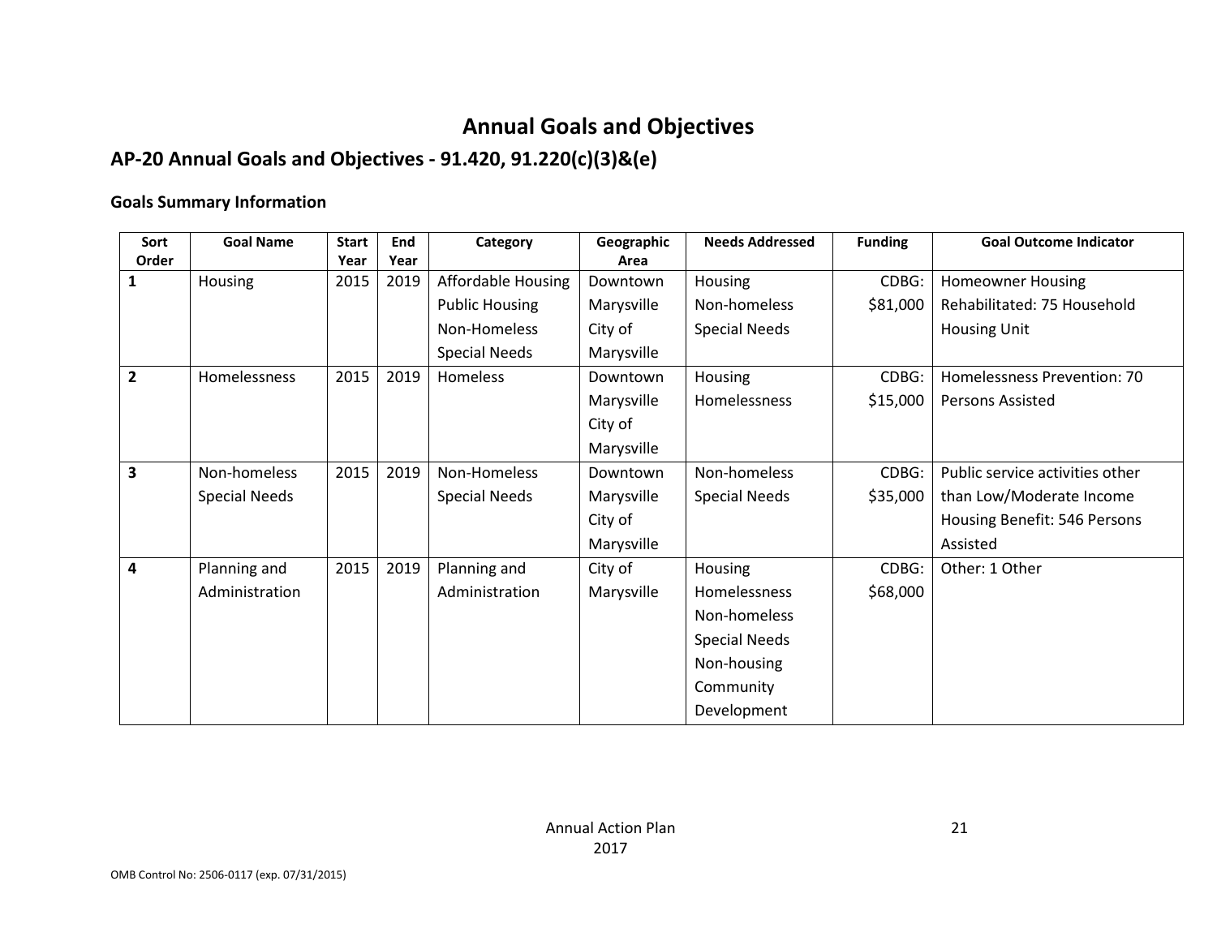# Annual Goals and Objectives

## AP-20 Annual Goals and Objectives - 91.420, 91.220(c)(3)&(e)

### Goals Summary Information

| Sort Order | Goal Name | Start Year | End Year | Category | Geographic Area | Needs Addressed | Funding | Goal Outcome Indicator |
|---|---|---|---|---|---|---|---|---|
| 1 | Housing | 2015 | 2019 | Affordable Housing<br>Public Housing<br>Non-Homeless Special Needs | Downtown Marysville<br>City of Marysville | Housing<br>Non-homeless Special Needs | CDBG: $81,000 | Homeowner Housing Rehabilitated: 75 Household Housing Unit |
| 2 | Homelessness | 2015 | 2019 | Homeless | Downtown Marysville<br>City of Marysville | Housing<br>Homelessness | CDBG: $15,000 | Homelessness Prevention: 70 Persons Assisted |
| 3 | Non-homeless Special Needs | 2015 | 2019 | Non-Homeless Special Needs | Downtown Marysville<br>City of Marysville | Non-homeless Special Needs | CDBG: $35,000 | Public service activities other than Low/Moderate Income Housing Benefit: 546 Persons Assisted |
| 4 | Planning and Administration | 2015 | 2019 | Planning and Administration | City of Marysville | Housing<br>Homelessness<br>Non-homeless Special Needs<br>Non-housing Community Development | CDBG: $68,000 | Other: 1 Other |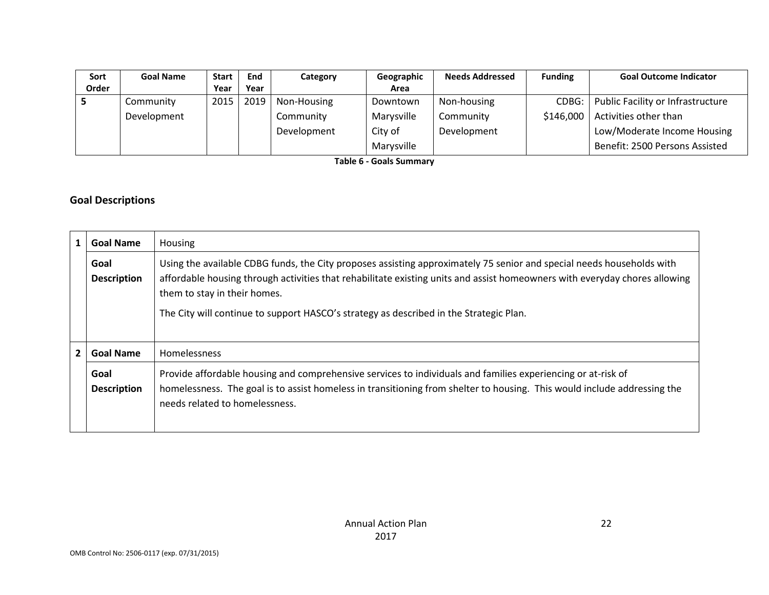| Sort Order | Goal Name | Start Year | End Year | Category | Geographic Area | Needs Addressed | Funding | Goal Outcome Indicator |
|---|---|---|---|---|---|---|---|---|
| 5 | Community Development | 2015 | 2019 | Non-Housing Community Development | Downtown Marysville City of Marysville | Non-housing Community Development | CDBG: $146,000 | Public Facility or Infrastructure Activities other than Low/Moderate Income Housing Benefit: 2500 Persons Assisted |

**Table 6 - Goals Summary**

## Goal Descriptions

| | | |
|---|---|---|
| **1** | **Goal Name** | Housing |
| | **Goal Description** | Using the available CDBG funds, the City proposes assisting approximately 75 senior and special needs households with affordable housing through activities that rehabilitate existing units and assist homeowners with everyday chores allowing them to stay in their homes.<br><br>The City will continue to support HASCO's strategy as described in the Strategic Plan. |
| **2** | **Goal Name** | Homelessness |
| | **Goal Description** | Provide affordable housing and comprehensive services to individuals and families experiencing or at-risk of homelessness. The goal is to assist homeless in transitioning from shelter to housing. This would include addressing the needs related to homelessness. |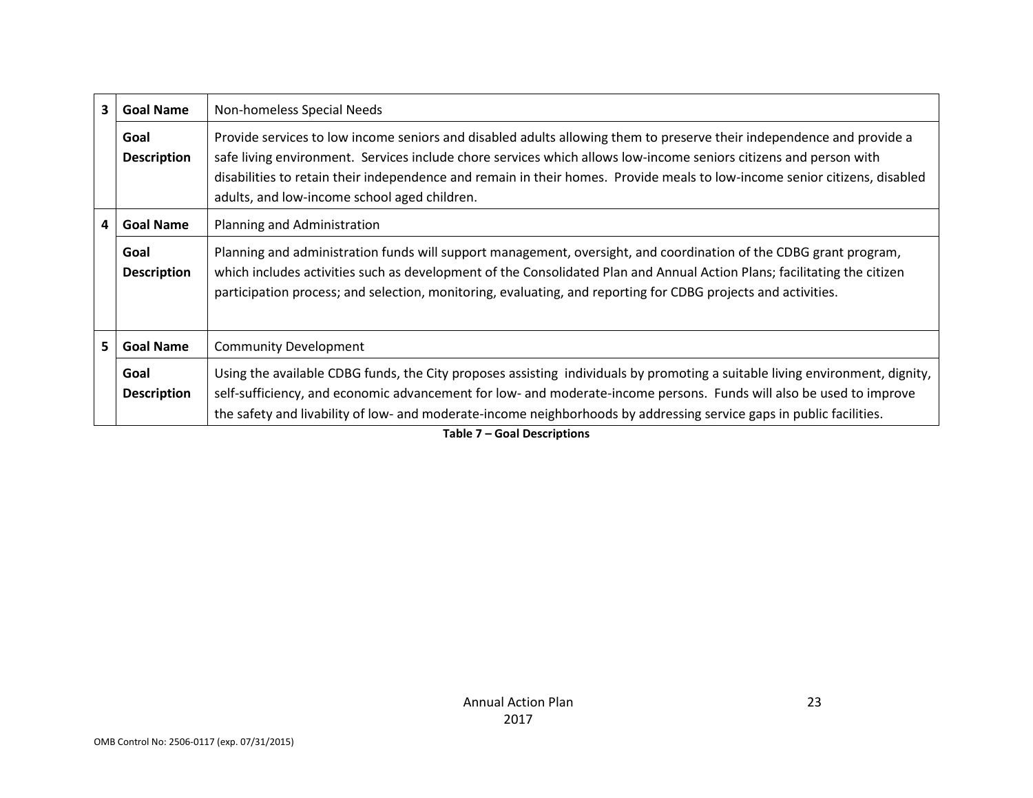| | | |
|---|---|---|
| 3 | **Goal Name** | Non-homeless Special Needs |
| | **Goal Description** | Provide services to low income seniors and disabled adults allowing them to preserve their independence and provide a safe living environment. Services include chore services which allows low-income seniors citizens and person with disabilities to retain their independence and remain in their homes. Provide meals to low-income senior citizens, disabled adults, and low-income school aged children. |
| 4 | **Goal Name** | Planning and Administration |
| | **Goal Description** | Planning and administration funds will support management, oversight, and coordination of the CDBG grant program, which includes activities such as development of the Consolidated Plan and Annual Action Plans; facilitating the citizen participation process; and selection, monitoring, evaluating, and reporting for CDBG projects and activities. |
| 5 | **Goal Name** | Community Development |
| | **Goal Description** | Using the available CDBG funds, the City proposes assisting individuals by promoting a suitable living environment, dignity, self-sufficiency, and economic advancement for low- and moderate-income persons. Funds will also be used to improve the safety and livability of low- and moderate-income neighborhoods by addressing service gaps in public facilities. |

**Table 7 – Goal Descriptions**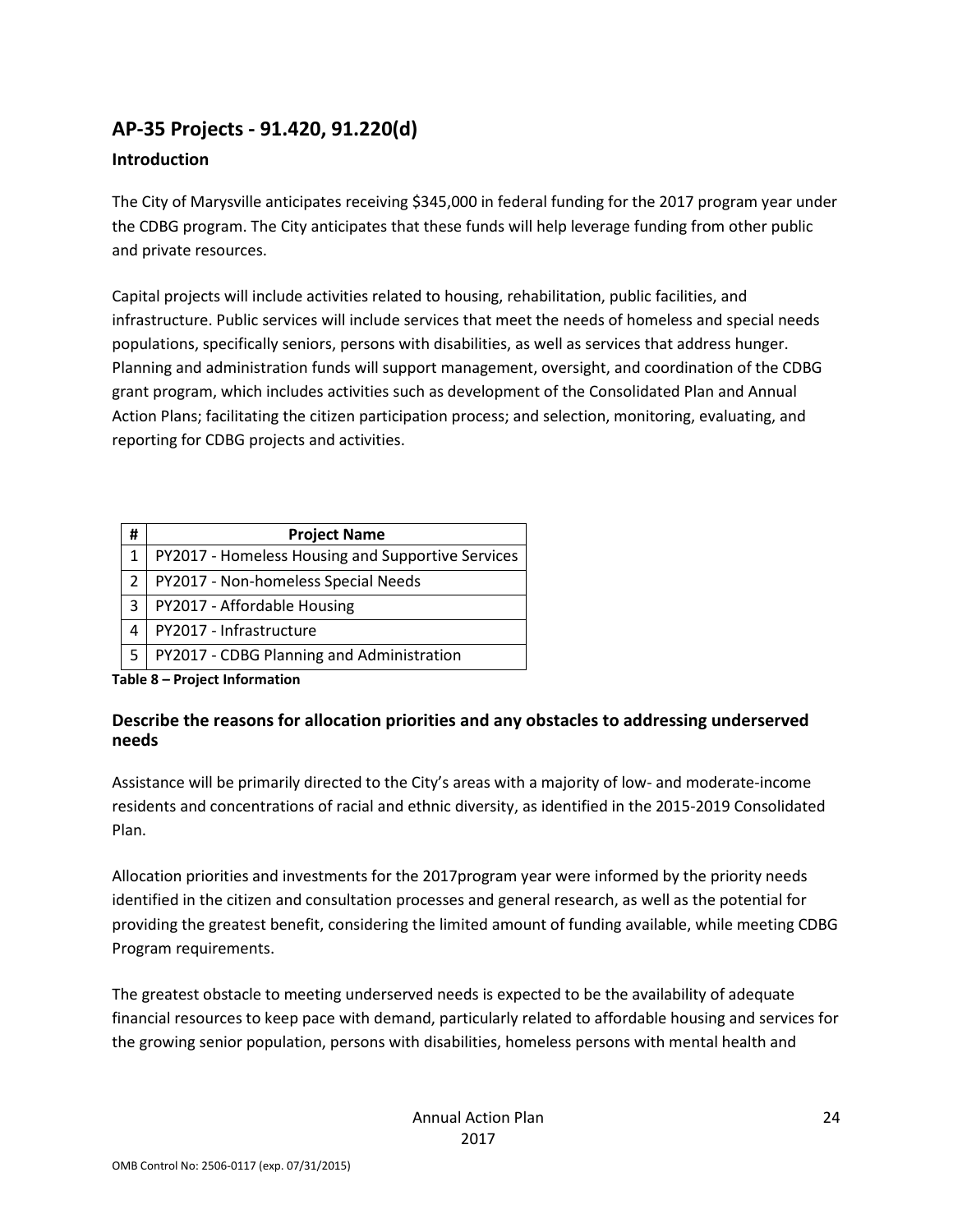## AP-35 Projects - 91.420, 91.220(d)

### Introduction

The City of Marysville anticipates receiving $345,000 in federal funding for the 2017 program year under the CDBG program. The City anticipates that these funds will help leverage funding from other public and private resources.

Capital projects will include activities related to housing, rehabilitation, public facilities, and infrastructure. Public services will include services that meet the needs of homeless and special needs populations, specifically seniors, persons with disabilities, as well as services that address hunger. Planning and administration funds will support management, oversight, and coordination of the CDBG grant program, which includes activities such as development of the Consolidated Plan and Annual Action Plans; facilitating the citizen participation process; and selection, monitoring, evaluating, and reporting for CDBG projects and activities.

| # | Project Name |
|---|---|
| 1 | PY2017 - Homeless Housing and Supportive Services |
| 2 | PY2017 - Non-homeless Special Needs |
| 3 | PY2017 - Affordable Housing |
| 4 | PY2017 - Infrastructure |
| 5 | PY2017 - CDBG Planning and Administration |

**Table 8 – Project Information**

### Describe the reasons for allocation priorities and any obstacles to addressing underserved needs

Assistance will be primarily directed to the City's areas with a majority of low- and moderate-income residents and concentrations of racial and ethnic diversity, as identified in the 2015-2019 Consolidated Plan.

Allocation priorities and investments for the 2017program year were informed by the priority needs identified in the citizen and consultation processes and general research, as well as the potential for providing the greatest benefit, considering the limited amount of funding available, while meeting CDBG Program requirements.

The greatest obstacle to meeting underserved needs is expected to be the availability of adequate financial resources to keep pace with demand, particularly related to affordable housing and services for the growing senior population, persons with disabilities, homeless persons with mental health and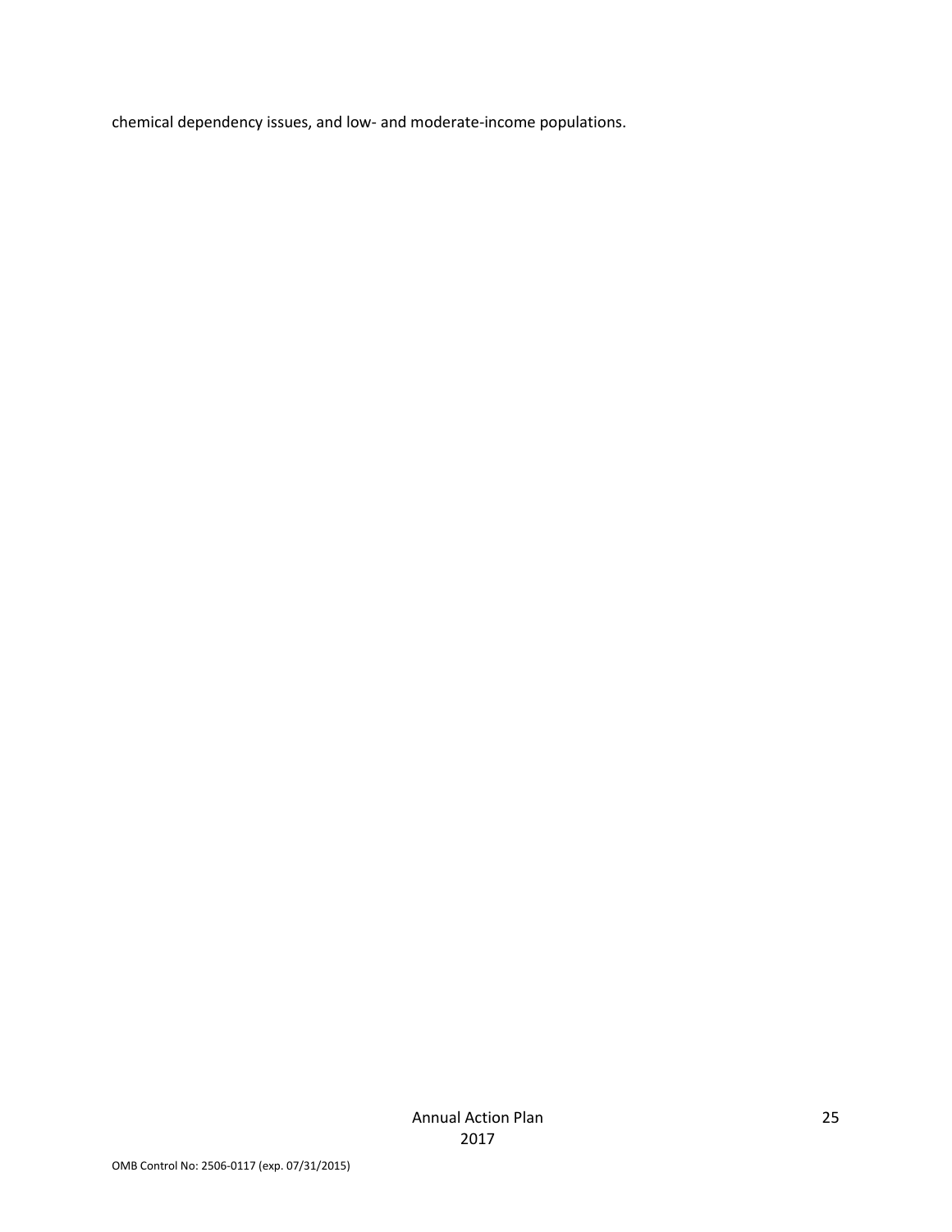chemical dependency issues, and low- and moderate-income populations.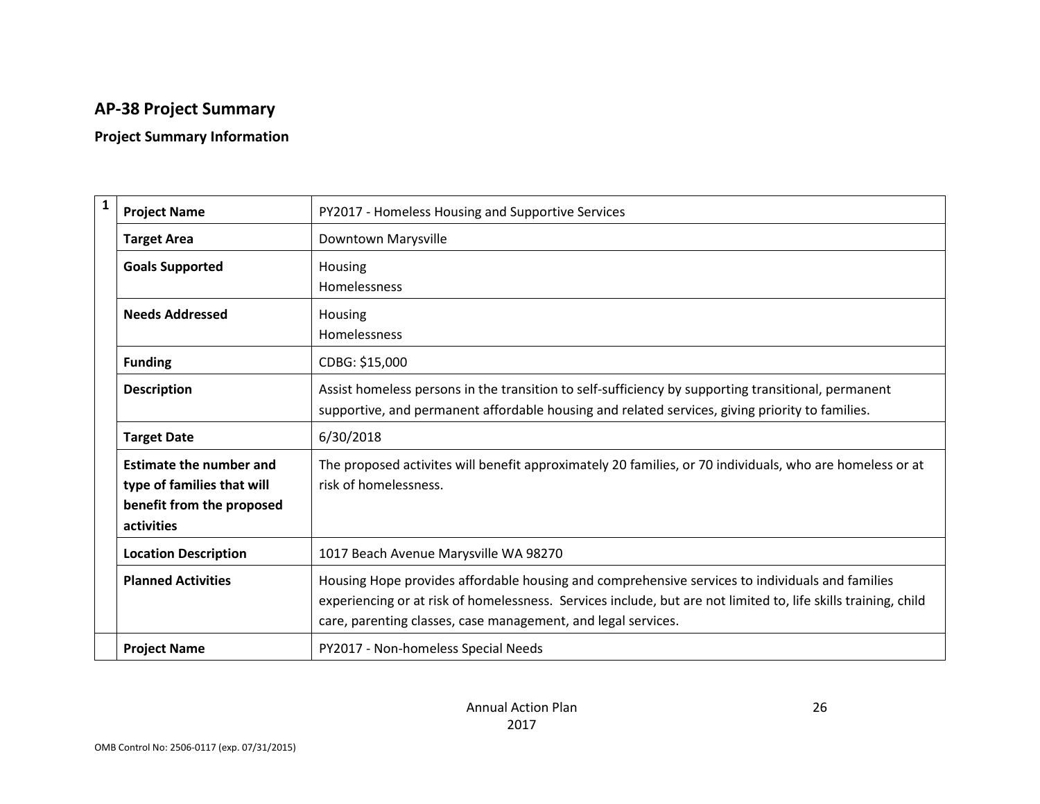## AP-38 Project Summary

### Project Summary Information

| | | |
|---|---|---|
| 1 | **Project Name** | PY2017 - Homeless Housing and Supportive Services |
| | **Target Area** | Downtown Marysville |
| | **Goals Supported** | Housing<br>Homelessness |
| | **Needs Addressed** | Housing<br>Homelessness |
| | **Funding** | CDBG: $15,000 |
| | **Description** | Assist homeless persons in the transition to self-sufficiency by supporting transitional, permanent supportive, and permanent affordable housing and related services, giving priority to families. |
| | **Target Date** | 6/30/2018 |
| | **Estimate the number and type of families that will benefit from the proposed activities** | The proposed activites will benefit approximately 20 families, or 70 individuals, who are homeless or at risk of homelessness. |
| | **Location Description** | 1017 Beach Avenue Marysville WA 98270 |
| | **Planned Activities** | Housing Hope provides affordable housing and comprehensive services to individuals and families experiencing or at risk of homelessness. Services include, but are not limited to, life skills training, child care, parenting classes, case management, and legal services. |
| | **Project Name** | PY2017 - Non-homeless Special Needs |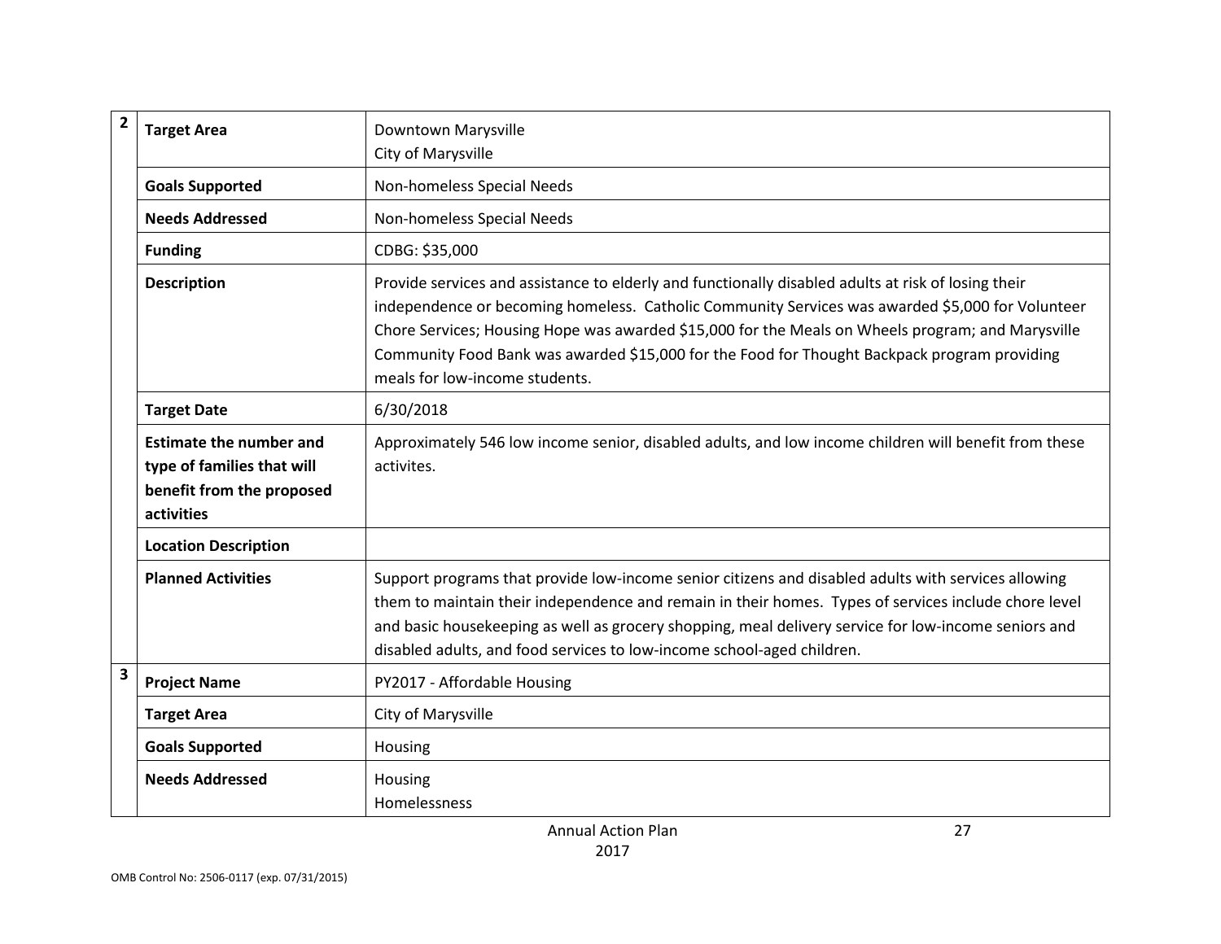| | | |
|---|---|---|
| 2 | **Target Area** | Downtown Marysville<br>City of Marysville |
| | **Goals Supported** | Non-homeless Special Needs |
| | **Needs Addressed** | Non-homeless Special Needs |
| | **Funding** | CDBG: $35,000 |
| | **Description** | Provide services and assistance to elderly and functionally disabled adults at risk of losing their independence or becoming homeless. Catholic Community Services was awarded $5,000 for Volunteer Chore Services; Housing Hope was awarded $15,000 for the Meals on Wheels program; and Marysville Community Food Bank was awarded $15,000 for the Food for Thought Backpack program providing meals for low-income students. |
| | **Target Date** | 6/30/2018 |
| | **Estimate the number and type of families that will benefit from the proposed activities** | Approximately 546 low income senior, disabled adults, and low income children will benefit from these activites. |
| | **Location Description** | |
| | **Planned Activities** | Support programs that provide low-income senior citizens and disabled adults with services allowing them to maintain their independence and remain in their homes. Types of services include chore level and basic housekeeping as well as grocery shopping, meal delivery service for low-income seniors and disabled adults, and food services to low-income school-aged children. |
| 3 | **Project Name** | PY2017 - Affordable Housing |
| | **Target Area** | City of Marysville |
| | **Goals Supported** | Housing |
| | **Needs Addressed** | Housing<br>Homelessness |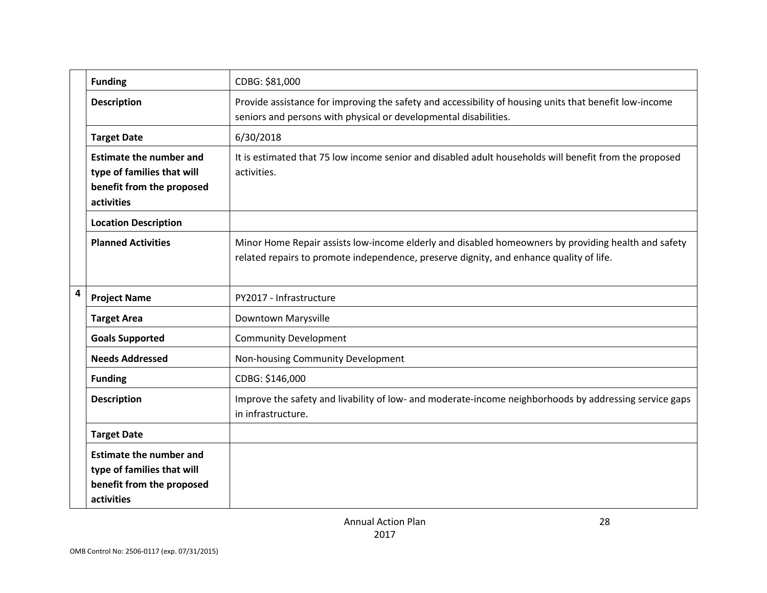|   |   |   |
|---|---|---|
| | **Funding** | CDBG: $81,000 |
| | **Description** | Provide assistance for improving the safety and accessibility of housing units that benefit low-income seniors and persons with physical or developmental disabilities. |
| | **Target Date** | 6/30/2018 |
| | **Estimate the number and type of families that will benefit from the proposed activities** | It is estimated that 75 low income senior and disabled adult households will benefit from the proposed activities. |
| | **Location Description** | |
| | **Planned Activities** | Minor Home Repair assists low-income elderly and disabled homeowners by providing health and safety related repairs to promote independence, preserve dignity, and enhance quality of life. |
| **4** | **Project Name** | PY2017 - Infrastructure |
| | **Target Area** | Downtown Marysville |
| | **Goals Supported** | Community Development |
| | **Needs Addressed** | Non-housing Community Development |
| | **Funding** | CDBG: $146,000 |
| | **Description** | Improve the safety and livability of low- and moderate-income neighborhoods by addressing service gaps in infrastructure. |
| | **Target Date** | |
| | **Estimate the number and type of families that will benefit from the proposed activities** | |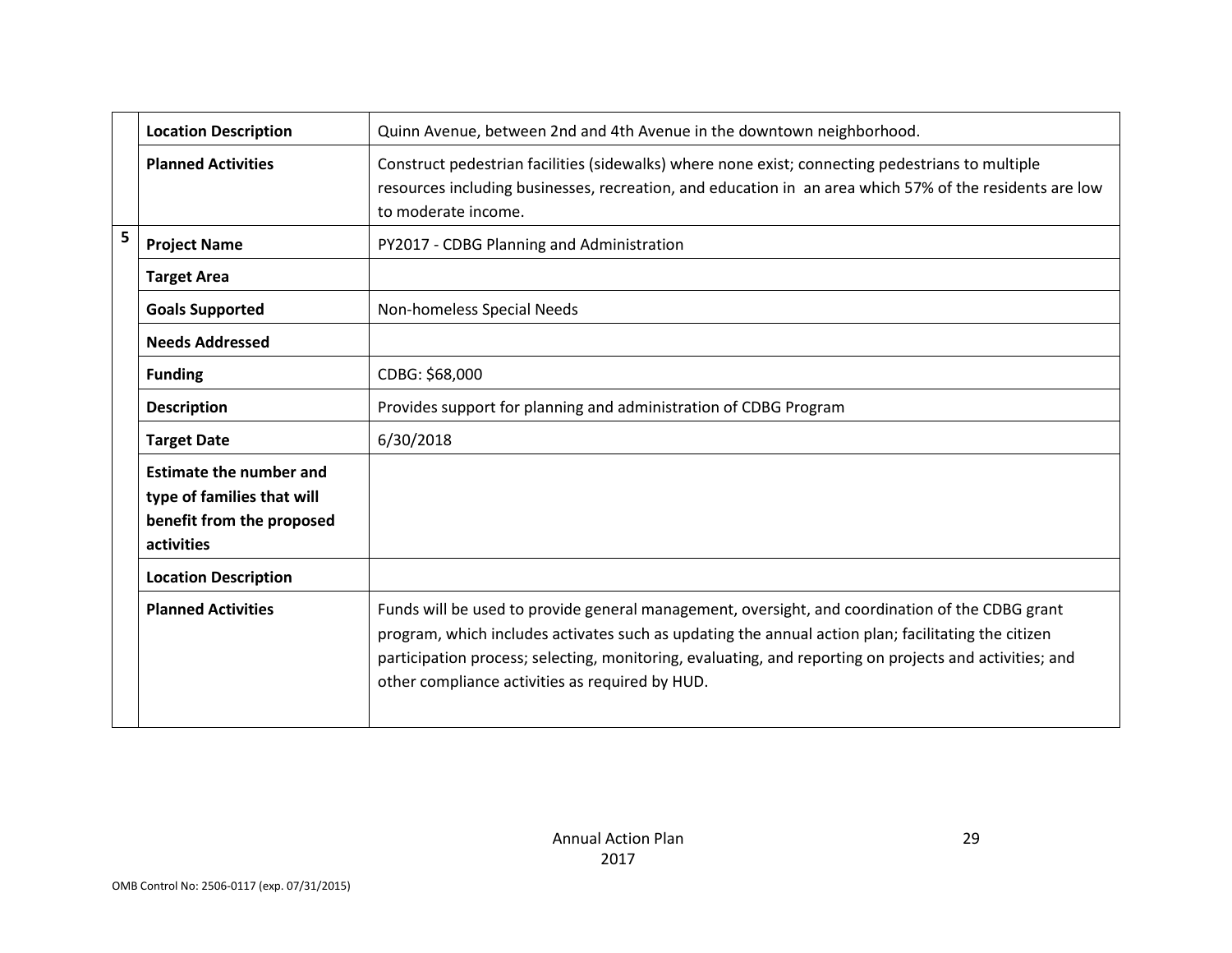| | | |
|---|---|---|
| | **Location Description** | Quinn Avenue, between 2nd and 4th Avenue in the downtown neighborhood. |
| | **Planned Activities** | Construct pedestrian facilities (sidewalks) where none exist; connecting pedestrians to multiple resources including businesses, recreation, and education in an area which 57% of the residents are low to moderate income. |
| 5 | **Project Name** | PY2017 - CDBG Planning and Administration |
| | **Target Area** | |
| | **Goals Supported** | Non-homeless Special Needs |
| | **Needs Addressed** | |
| | **Funding** | CDBG: $68,000 |
| | **Description** | Provides support for planning and administration of CDBG Program |
| | **Target Date** | 6/30/2018 |
| | **Estimate the number and type of families that will benefit from the proposed activities** | |
| | **Location Description** | |
| | **Planned Activities** | Funds will be used to provide general management, oversight, and coordination of the CDBG grant program, which includes activates such as updating the annual action plan; facilitating the citizen participation process; selecting, monitoring, evaluating, and reporting on projects and activities; and other compliance activities as required by HUD. |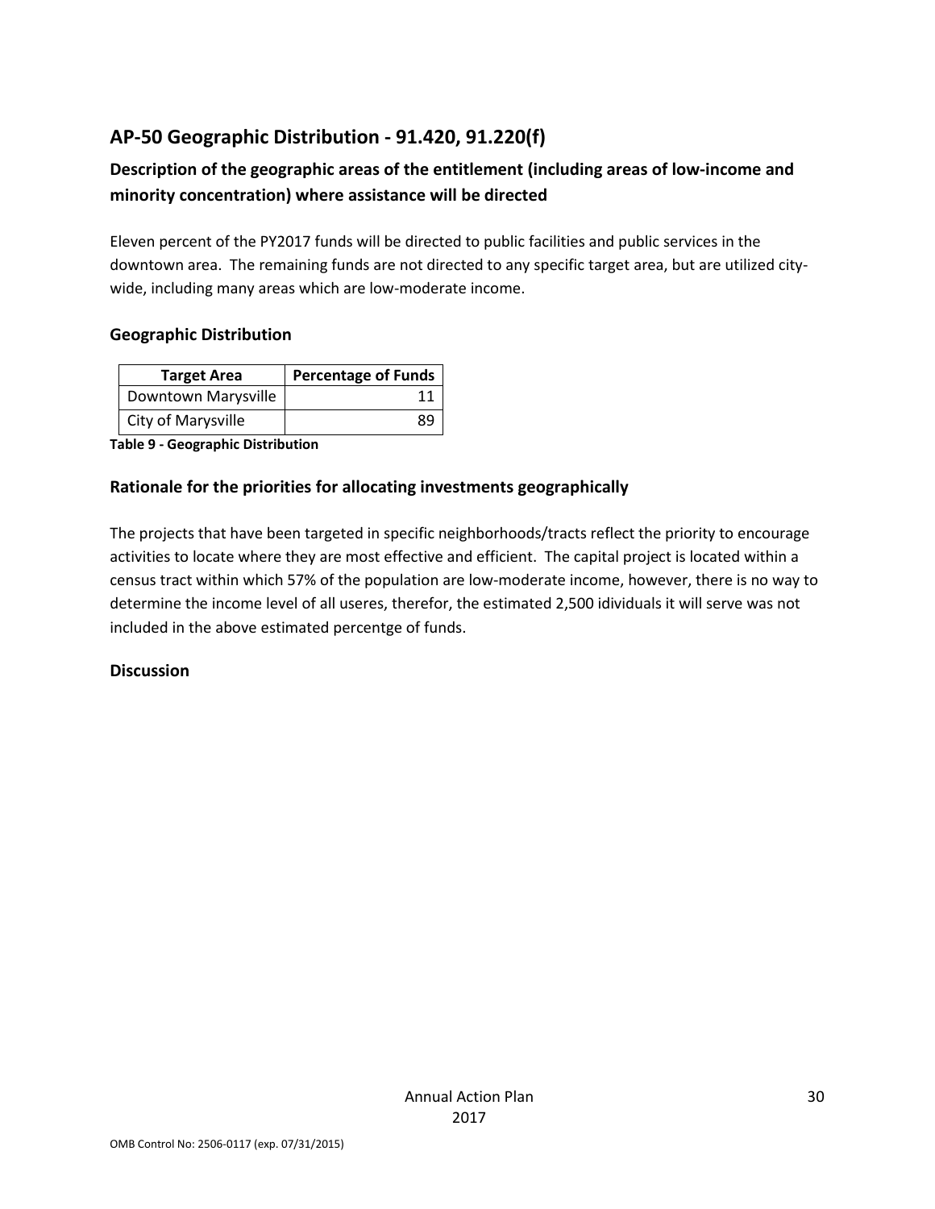## AP-50 Geographic Distribution - 91.420, 91.220(f)

### Description of the geographic areas of the entitlement (including areas of low-income and minority concentration) where assistance will be directed

Eleven percent of the PY2017 funds will be directed to public facilities and public services in the downtown area. The remaining funds are not directed to any specific target area, but are utilized city-wide, including many areas which are low-moderate income.

### Geographic Distribution

| Target Area | Percentage of Funds |
|---|---|
| Downtown Marysville | 11 |
| City of Marysville | 89 |

**Table 9 - Geographic Distribution**

### Rationale for the priorities for allocating investments geographically

The projects that have been targeted in specific neighborhoods/tracts reflect the priority to encourage activities to locate where they are most effective and efficient. The capital project is located within a census tract within which 57% of the population are low-moderate income, however, there is no way to determine the income level of all useres, therefor, the estimated 2,500 idividuals it will serve was not included in the above estimated percentge of funds.

### Discussion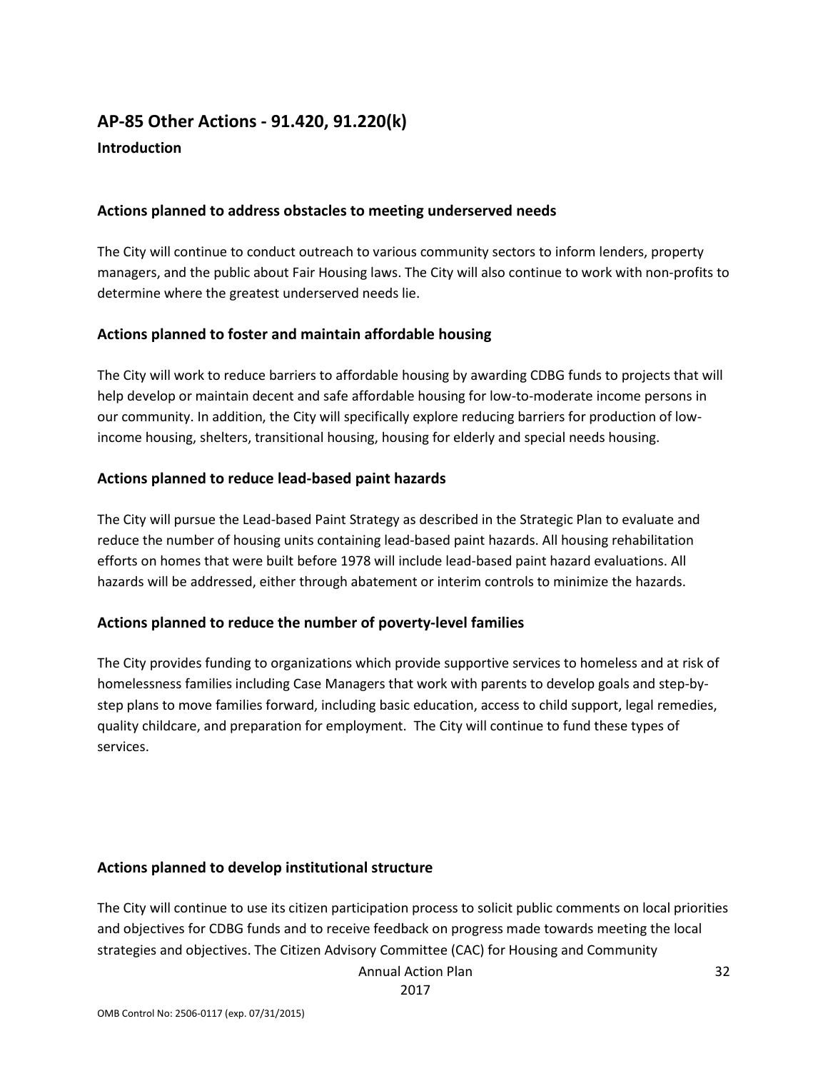## AP-85 Other Actions - 91.420, 91.220(k)

### Introduction

### Actions planned to address obstacles to meeting underserved needs

The City will continue to conduct outreach to various community sectors to inform lenders, property managers, and the public about Fair Housing laws. The City will also continue to work with non-profits to determine where the greatest underserved needs lie.

### Actions planned to foster and maintain affordable housing

The City will work to reduce barriers to affordable housing by awarding CDBG funds to projects that will help develop or maintain decent and safe affordable housing for low-to-moderate income persons in our community. In addition, the City will specifically explore reducing barriers for production of low-income housing, shelters, transitional housing, housing for elderly and special needs housing.

### Actions planned to reduce lead-based paint hazards

The City will pursue the Lead-based Paint Strategy as described in the Strategic Plan to evaluate and reduce the number of housing units containing lead-based paint hazards. All housing rehabilitation efforts on homes that were built before 1978 will include lead-based paint hazard evaluations. All hazards will be addressed, either through abatement or interim controls to minimize the hazards.

### Actions planned to reduce the number of poverty-level families

The City provides funding to organizations which provide supportive services to homeless and at risk of homelessness families including Case Managers that work with parents to develop goals and step-by-step plans to move families forward, including basic education, access to child support, legal remedies, quality childcare, and preparation for employment. The City will continue to fund these types of services.

### Actions planned to develop institutional structure

The City will continue to use its citizen participation process to solicit public comments on local priorities and objectives for CDBG funds and to receive feedback on progress made towards meeting the local strategies and objectives. The Citizen Advisory Committee (CAC) for Housing and Community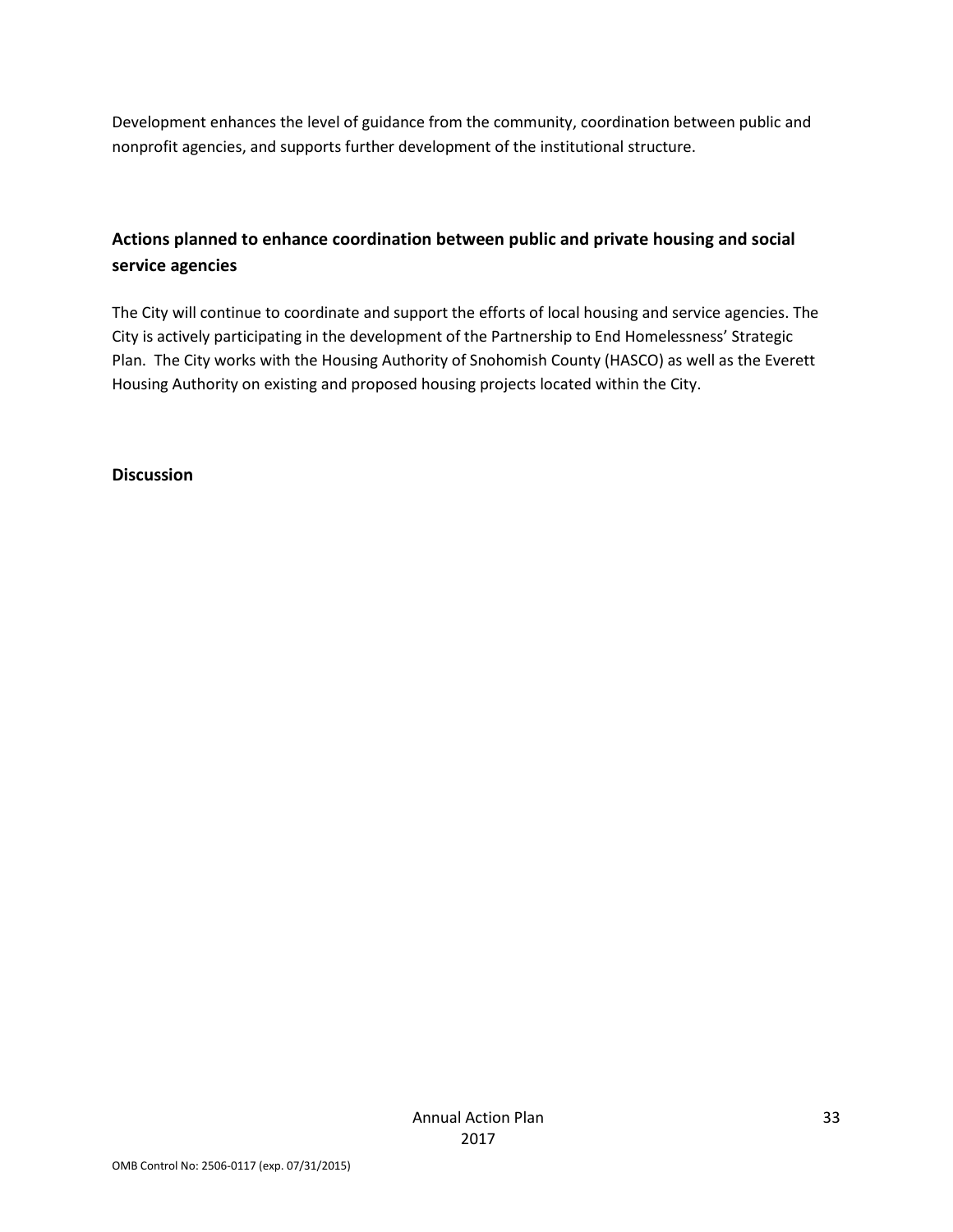Development enhances the level of guidance from the community, coordination between public and nonprofit agencies, and supports further development of the institutional structure.

## Actions planned to enhance coordination between public and private housing and social service agencies

The City will continue to coordinate and support the efforts of local housing and service agencies. The City is actively participating in the development of the Partnership to End Homelessness' Strategic Plan. The City works with the Housing Authority of Snohomish County (HASCO) as well as the Everett Housing Authority on existing and proposed housing projects located within the City.

## Discussion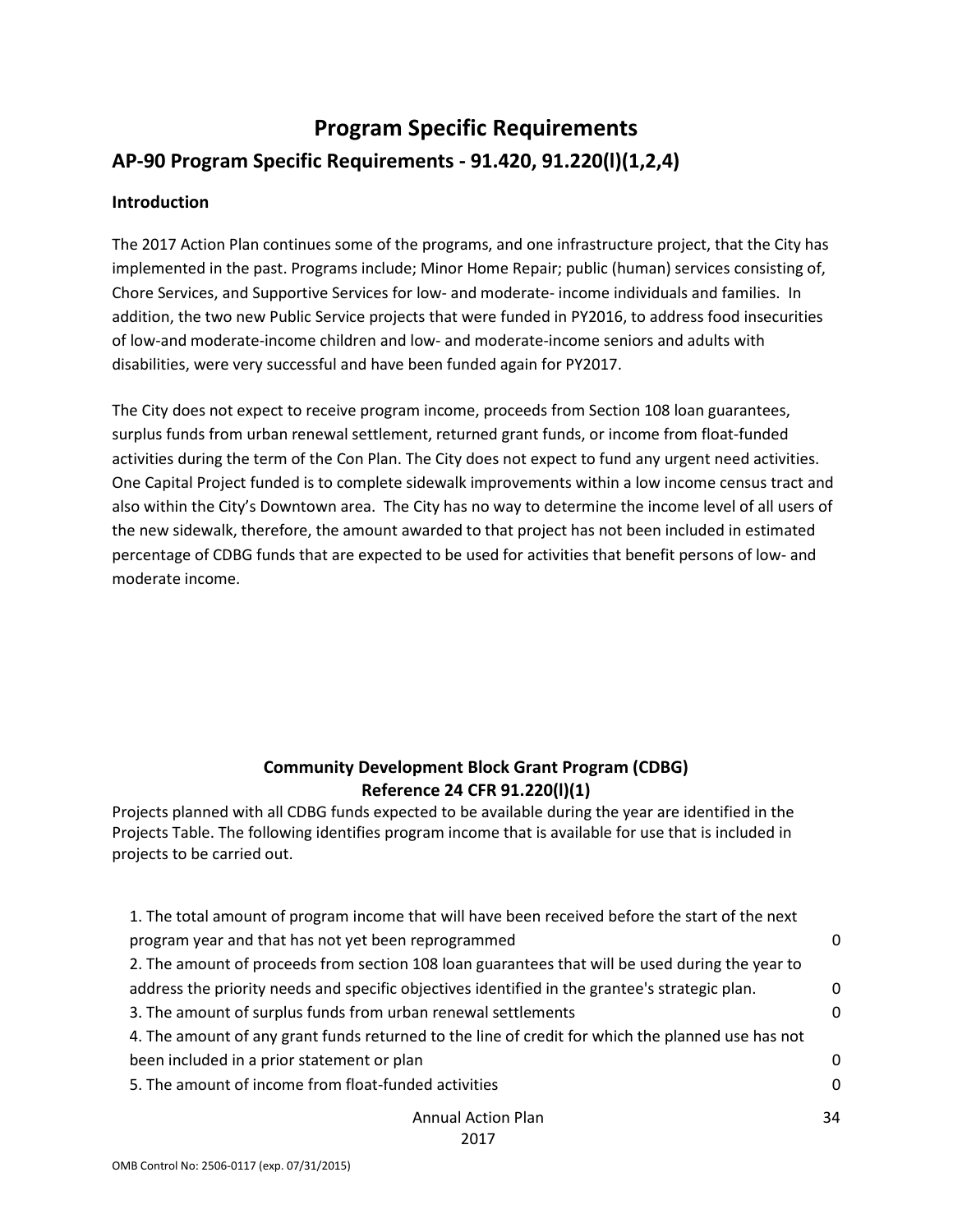# Program Specific Requirements

## AP-90 Program Specific Requirements - 91.420, 91.220(l)(1,2,4)

### Introduction

The 2017 Action Plan continues some of the programs, and one infrastructure project, that the City has implemented in the past. Programs include; Minor Home Repair; public (human) services consisting of, Chore Services, and Supportive Services for low- and moderate- income individuals and families. In addition, the two new Public Service projects that were funded in PY2016, to address food insecurities of low-and moderate-income children and low- and moderate-income seniors and adults with disabilities, were very successful and have been funded again for PY2017.

The City does not expect to receive program income, proceeds from Section 108 loan guarantees, surplus funds from urban renewal settlement, returned grant funds, or income from float-funded activities during the term of the Con Plan. The City does not expect to fund any urgent need activities. One Capital Project funded is to complete sidewalk improvements within a low income census tract and also within the City's Downtown area. The City has no way to determine the income level of all users of the new sidewalk, therefore, the amount awarded to that project has not been included in estimated percentage of CDBG funds that are expected to be used for activities that benefit persons of low- and moderate income.

### Community Development Block Grant Program (CDBG)
### Reference 24 CFR 91.220(l)(1)

Projects planned with all CDBG funds expected to be available during the year are identified in the Projects Table. The following identifies program income that is available for use that is included in projects to be carried out.

| | |
|---|---|
| 1. The total amount of program income that will have been received before the start of the next program year and that has not yet been reprogrammed | 0 |
| 2. The amount of proceeds from section 108 loan guarantees that will be used during the year to address the priority needs and specific objectives identified in the grantee's strategic plan. | 0 |
| 3. The amount of surplus funds from urban renewal settlements | 0 |
| 4. The amount of any grant funds returned to the line of credit for which the planned use has not been included in a prior statement or plan | 0 |
| 5. The amount of income from float-funded activities | 0 |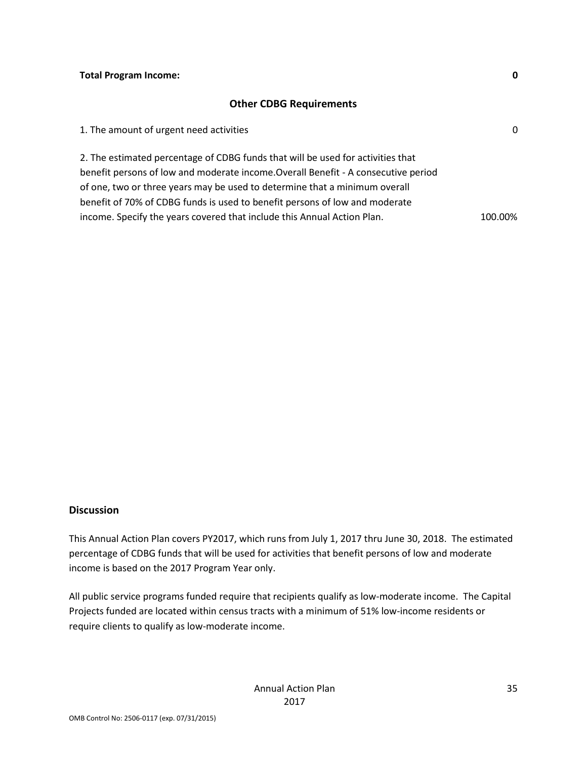**Total Program Income:** **0**

### Other CDBG Requirements

| | |
|---|---|
| 1. The amount of urgent need activities | 0 |
| 2. The estimated percentage of CDBG funds that will be used for activities that benefit persons of low and moderate income.Overall Benefit - A consecutive period of one, two or three years may be used to determine that a minimum overall benefit of 70% of CDBG funds is used to benefit persons of low and moderate income. Specify the years covered that include this Annual Action Plan. | 100.00% |

### Discussion

This Annual Action Plan covers PY2017, which runs from July 1, 2017 thru June 30, 2018. The estimated percentage of CDBG funds that will be used for activities that benefit persons of low and moderate income is based on the 2017 Program Year only.

All public service programs funded require that recipients qualify as low-moderate income. The Capital Projects funded are located within census tracts with a minimum of 51% low-income residents or require clients to qualify as low-moderate income.